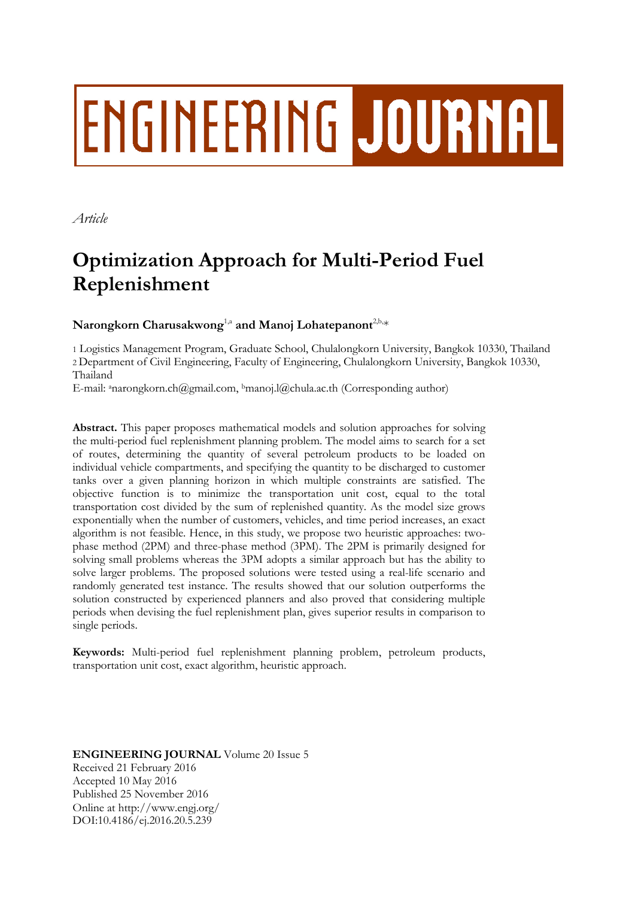# ENGINEERING JOURNAL

*Article*

# Optimization Approach for Multi-Period Fuel Replenishment

**Narongkorn Charusakwong**[1,a] **and Manoj Lohatepanont**[2,b,*]

1 Logistics Management Program, Graduate School, Chulalongkorn University, Bangkok 10330, Thailand
2 Department of Civil Engineering, Faculty of Engineering, Chulalongkorn University, Bangkok 10330, Thailand
E-mail: [a]narongkorn.ch@gmail.com, [b]manoj.l@chula.ac.th (Corresponding author)

**Abstract.** This paper proposes mathematical models and solution approaches for solving the multi-period fuel replenishment planning problem. The model aims to search for a set of routes, determining the quantity of several petroleum products to be loaded on individual vehicle compartments, and specifying the quantity to be discharged to customer tanks over a given planning horizon in which multiple constraints are satisfied. The objective function is to minimize the transportation unit cost, equal to the total transportation cost divided by the sum of replenished quantity. As the model size grows exponentially when the number of customers, vehicles, and time period increases, an exact algorithm is not feasible. Hence, in this study, we propose two heuristic approaches: two-phase method (2PM) and three-phase method (3PM). The 2PM is primarily designed for solving small problems whereas the 3PM adopts a similar approach but has the ability to solve larger problems. The proposed solutions were tested using a real-life scenario and randomly generated test instance. The results showed that our solution outperforms the solution constructed by experienced planners and also proved that considering multiple periods when devising the fuel replenishment plan, gives superior results in comparison to single periods.

**Keywords:** Multi-period fuel replenishment planning problem, petroleum products, transportation unit cost, exact algorithm, heuristic approach.

**ENGINEERING JOURNAL** Volume 20 Issue 5
Received 21 February 2016
Accepted 10 May 2016
Published 25 November 2016
Online at http://www.engj.org/
DOI:10.4186/ej.2016.20.5.239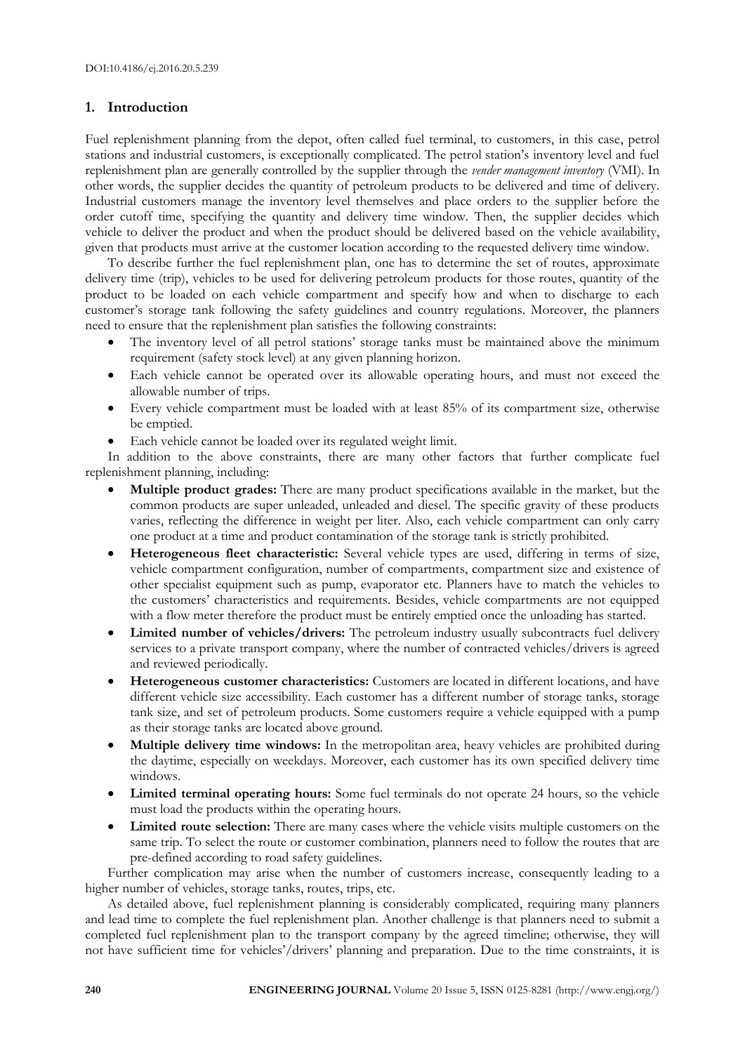## 1. Introduction

Fuel replenishment planning from the depot, often called fuel terminal, to customers, in this case, petrol stations and industrial customers, is exceptionally complicated. The petrol station's inventory level and fuel replenishment plan are generally controlled by the supplier through the *vender management inventory* (VMI). In other words, the supplier decides the quantity of petroleum products to be delivered and time of delivery. Industrial customers manage the inventory level themselves and place orders to the supplier before the order cutoff time, specifying the quantity and delivery time window. Then, the supplier decides which vehicle to deliver the product and when the product should be delivered based on the vehicle availability, given that products must arrive at the customer location according to the requested delivery time window.

To describe further the fuel replenishment plan, one has to determine the set of routes, approximate delivery time (trip), vehicles to be used for delivering petroleum products for those routes, quantity of the product to be loaded on each vehicle compartment and specify how and when to discharge to each customer's storage tank following the safety guidelines and country regulations. Moreover, the planners need to ensure that the replenishment plan satisfies the following constraints:

- The inventory level of all petrol stations' storage tanks must be maintained above the minimum requirement (safety stock level) at any given planning horizon.
- Each vehicle cannot be operated over its allowable operating hours, and must not exceed the allowable number of trips.
- Every vehicle compartment must be loaded with at least 85% of its compartment size, otherwise be emptied.
- Each vehicle cannot be loaded over its regulated weight limit.

In addition to the above constraints, there are many other factors that further complicate fuel replenishment planning, including:

- **Multiple product grades:** There are many product specifications available in the market, but the common products are super unleaded, unleaded and diesel. The specific gravity of these products varies, reflecting the difference in weight per liter. Also, each vehicle compartment can only carry one product at a time and product contamination of the storage tank is strictly prohibited.
- **Heterogeneous fleet characteristic:** Several vehicle types are used, differing in terms of size, vehicle compartment configuration, number of compartments, compartment size and existence of other specialist equipment such as pump, evaporator etc. Planners have to match the vehicles to the customers' characteristics and requirements. Besides, vehicle compartments are not equipped with a flow meter therefore the product must be entirely emptied once the unloading has started.
- **Limited number of vehicles/drivers:** The petroleum industry usually subcontracts fuel delivery services to a private transport company, where the number of contracted vehicles/drivers is agreed and reviewed periodically.
- **Heterogeneous customer characteristics:** Customers are located in different locations, and have different vehicle size accessibility. Each customer has a different number of storage tanks, storage tank size, and set of petroleum products. Some customers require a vehicle equipped with a pump as their storage tanks are located above ground.
- **Multiple delivery time windows:** In the metropolitan area, heavy vehicles are prohibited during the daytime, especially on weekdays. Moreover, each customer has its own specified delivery time windows.
- **Limited terminal operating hours:** Some fuel terminals do not operate 24 hours, so the vehicle must load the products within the operating hours.
- **Limited route selection:** There are many cases where the vehicle visits multiple customers on the same trip. To select the route or customer combination, planners need to follow the routes that are pre-defined according to road safety guidelines.

Further complication may arise when the number of customers increase, consequently leading to a higher number of vehicles, storage tanks, routes, trips, etc.

As detailed above, fuel replenishment planning is considerably complicated, requiring many planners and lead time to complete the fuel replenishment plan. Another challenge is that planners need to submit a completed fuel replenishment plan to the transport company by the agreed timeline; otherwise, they will not have sufficient time for vehicles'/drivers' planning and preparation. Due to the time constraints, it is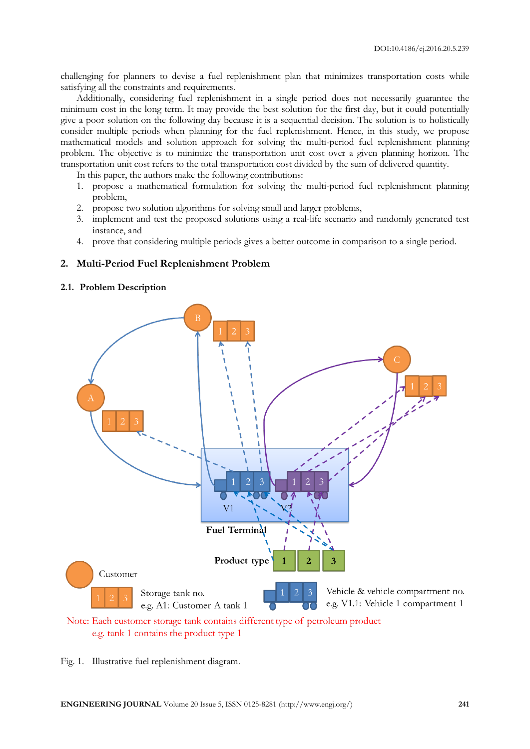challenging for planners to devise a fuel replenishment plan that minimizes transportation costs while satisfying all the constraints and requirements.

Additionally, considering fuel replenishment in a single period does not necessarily guarantee the minimum cost in the long term. It may provide the best solution for the first day, but it could potentially give a poor solution on the following day because it is a sequential decision. The solution is to holistically consider multiple periods when planning for the fuel replenishment. Hence, in this study, we propose mathematical models and solution approach for solving the multi-period fuel replenishment planning problem. The objective is to minimize the transportation unit cost over a given planning horizon. The transportation unit cost refers to the total transportation cost divided by the sum of delivered quantity.

In this paper, the authors make the following contributions:

1. propose a mathematical formulation for solving the multi-period fuel replenishment planning problem,
2. propose two solution algorithms for solving small and larger problems,
3. implement and test the proposed solutions using a real-life scenario and randomly generated test instance, and
4. prove that considering multiple periods gives a better outcome in comparison to a single period.

## 2. Multi-Period Fuel Replenishment Problem

### 2.1. Problem Description

Fig. 1. Illustrative fuel replenishment diagram.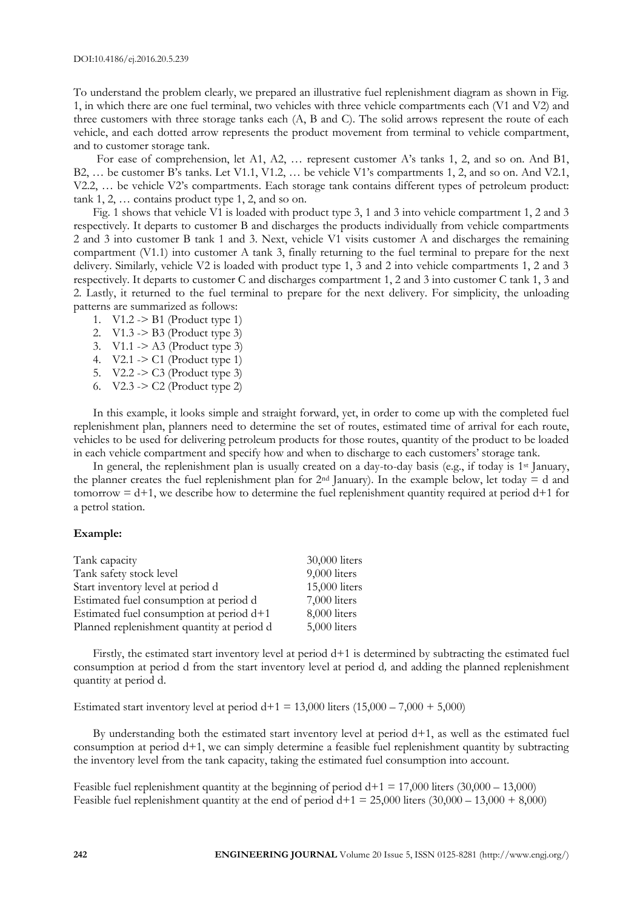To understand the problem clearly, we prepared an illustrative fuel replenishment diagram as shown in Fig. 1, in which there are one fuel terminal, two vehicles with three vehicle compartments each (V1 and V2) and three customers with three storage tanks each (A, B and C). The solid arrows represent the route of each vehicle, and each dotted arrow represents the product movement from terminal to vehicle compartment, and to customer storage tank.

For ease of comprehension, let A1, A2, … represent customer A's tanks 1, 2, and so on. And B1, B2, … be customer B's tanks. Let V1.1, V1.2, … be vehicle V1's compartments 1, 2, and so on. And V2.1, V2.2, … be vehicle V2's compartments. Each storage tank contains different types of petroleum product: tank 1, 2, … contains product type 1, 2, and so on.

Fig. 1 shows that vehicle V1 is loaded with product type 3, 1 and 3 into vehicle compartment 1, 2 and 3 respectively. It departs to customer B and discharges the products individually from vehicle compartments 2 and 3 into customer B tank 1 and 3. Next, vehicle V1 visits customer A and discharges the remaining compartment (V1.1) into customer A tank 3, finally returning to the fuel terminal to prepare for the next delivery. Similarly, vehicle V2 is loaded with product type 1, 3 and 2 into vehicle compartments 1, 2 and 3 respectively. It departs to customer C and discharges compartment 1, 2 and 3 into customer C tank 1, 3 and 2. Lastly, it returned to the fuel terminal to prepare for the next delivery. For simplicity, the unloading patterns are summarized as follows:

1. V1.2 -> B1 (Product type 1)
2. V1.3 -> B3 (Product type 3)
3. V1.1 -> A3 (Product type 3)
4. V2.1 -> C1 (Product type 1)
5. V2.2 -> C3 (Product type 3)
6. V2.3 -> C2 (Product type 2)

In this example, it looks simple and straight forward, yet, in order to come up with the completed fuel replenishment plan, planners need to determine the set of routes, estimated time of arrival for each route, vehicles to be used for delivering petroleum products for those routes, quantity of the product to be loaded in each vehicle compartment and specify how and when to discharge to each customers' storage tank.

In general, the replenishment plan is usually created on a day-to-day basis (e.g., if today is 1st January, the planner creates the fuel replenishment plan for 2nd January). In the example below, let today = d and tomorrow = d+1, we describe how to determine the fuel replenishment quantity required at period d+1 for a petrol station.

**Example:**

| | |
|---|---|
| Tank capacity | 30,000 liters |
| Tank safety stock level | 9,000 liters |
| Start inventory level at period d | 15,000 liters |
| Estimated fuel consumption at period d | 7,000 liters |
| Estimated fuel consumption at period d+1 | 8,000 liters |
| Planned replenishment quantity at period d | 5,000 liters |

Firstly, the estimated start inventory level at period d+1 is determined by subtracting the estimated fuel consumption at period d from the start inventory level at period d*,* and adding the planned replenishment quantity at period d.

Estimated start inventory level at period d+1 = 13,000 liters (15,000 – 7,000 + 5,000)

By understanding both the estimated start inventory level at period d+1, as well as the estimated fuel consumption at period d+1, we can simply determine a feasible fuel replenishment quantity by subtracting the inventory level from the tank capacity, taking the estimated fuel consumption into account.

Feasible fuel replenishment quantity at the beginning of period d+1 = 17,000 liters (30,000 – 13,000)
Feasible fuel replenishment quantity at the end of period d+1 = 25,000 liters (30,000 – 13,000 + 8,000)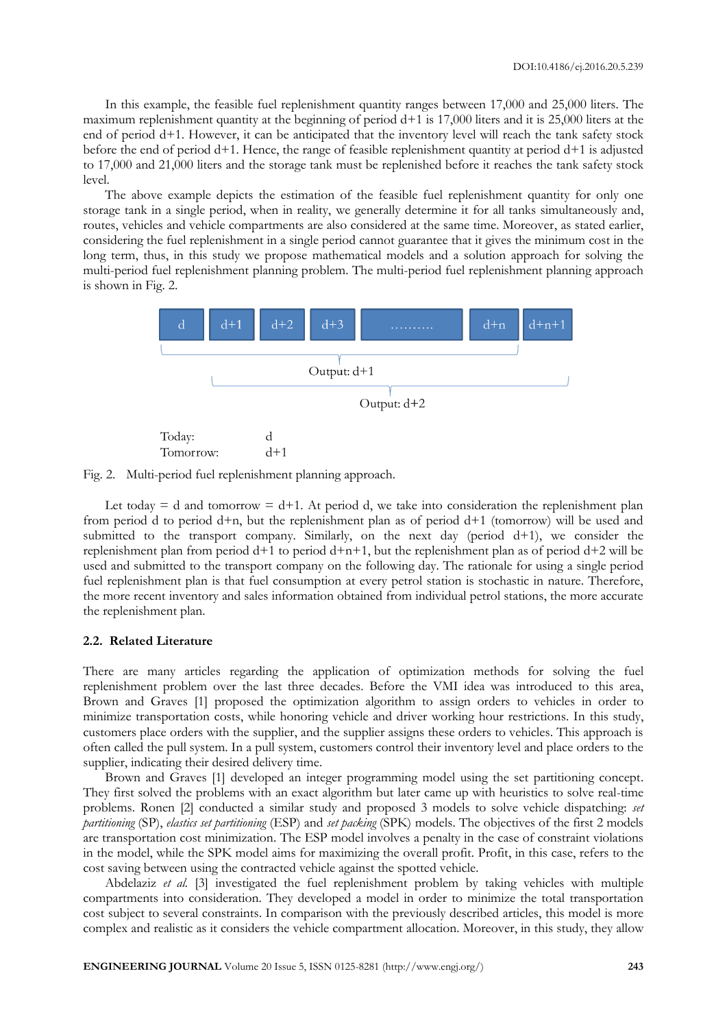In this example, the feasible fuel replenishment quantity ranges between 17,000 and 25,000 liters. The maximum replenishment quantity at the beginning of period d+1 is 17,000 liters and it is 25,000 liters at the end of period d+1. However, it can be anticipated that the inventory level will reach the tank safety stock before the end of period d+1. Hence, the range of feasible replenishment quantity at period d+1 is adjusted to 17,000 and 21,000 liters and the storage tank must be replenished before it reaches the tank safety stock level.

The above example depicts the estimation of the feasible fuel replenishment quantity for only one storage tank in a single period, when in reality, we generally determine it for all tanks simultaneously and, routes, vehicles and vehicle compartments are also considered at the same time. Moreover, as stated earlier, considering the fuel replenishment in a single period cannot guarantee that it gives the minimum cost in the long term, thus, in this study we propose mathematical models and a solution approach for solving the multi-period fuel replenishment planning problem. The multi-period fuel replenishment planning approach is shown in Fig. 2.

| d | d+1 | d+2 | d+3 | .......... | d+n | d+n+1 |
|---|---|---|---|---|---|---|

Output: d+1 (periods d to d+n)

Output: d+2 (periods d+1 to d+n+1)

Today: d

Tomorrow: d+1

Fig. 2. Multi-period fuel replenishment planning approach.

Let today = d and tomorrow = d+1. At period d, we take into consideration the replenishment plan from period d to period d+n, but the replenishment plan as of period d+1 (tomorrow) will be used and submitted to the transport company. Similarly, on the next day (period d+1), we consider the replenishment plan from period d+1 to period d+n+1, but the replenishment plan as of period d+2 will be used and submitted to the transport company on the following day. The rationale for using a single period fuel replenishment plan is that fuel consumption at every petrol station is stochastic in nature. Therefore, the more recent inventory and sales information obtained from individual petrol stations, the more accurate the replenishment plan.

### 2.2. Related Literature

There are many articles regarding the application of optimization methods for solving the fuel replenishment problem over the last three decades. Before the VMI idea was introduced to this area, Brown and Graves [1] proposed the optimization algorithm to assign orders to vehicles in order to minimize transportation costs, while honoring vehicle and driver working hour restrictions. In this study, customers place orders with the supplier, and the supplier assigns these orders to vehicles. This approach is often called the pull system. In a pull system, customers control their inventory level and place orders to the supplier, indicating their desired delivery time.

Brown and Graves [1] developed an integer programming model using the set partitioning concept. They first solved the problems with an exact algorithm but later came up with heuristics to solve real-time problems. Ronen [2] conducted a similar study and proposed 3 models to solve vehicle dispatching: *set partitioning* (SP), *elastics set partitioning* (ESP) and *set packing* (SPK) models. The objectives of the first 2 models are transportation cost minimization. The ESP model involves a penalty in the case of constraint violations in the model, while the SPK model aims for maximizing the overall profit. Profit, in this case, refers to the cost saving between using the contracted vehicle against the spotted vehicle.

Abdelaziz *et al.* [3] investigated the fuel replenishment problem by taking vehicles with multiple compartments into consideration. They developed a model in order to minimize the total transportation cost subject to several constraints. In comparison with the previously described articles, this model is more complex and realistic as it considers the vehicle compartment allocation. Moreover, in this study, they allow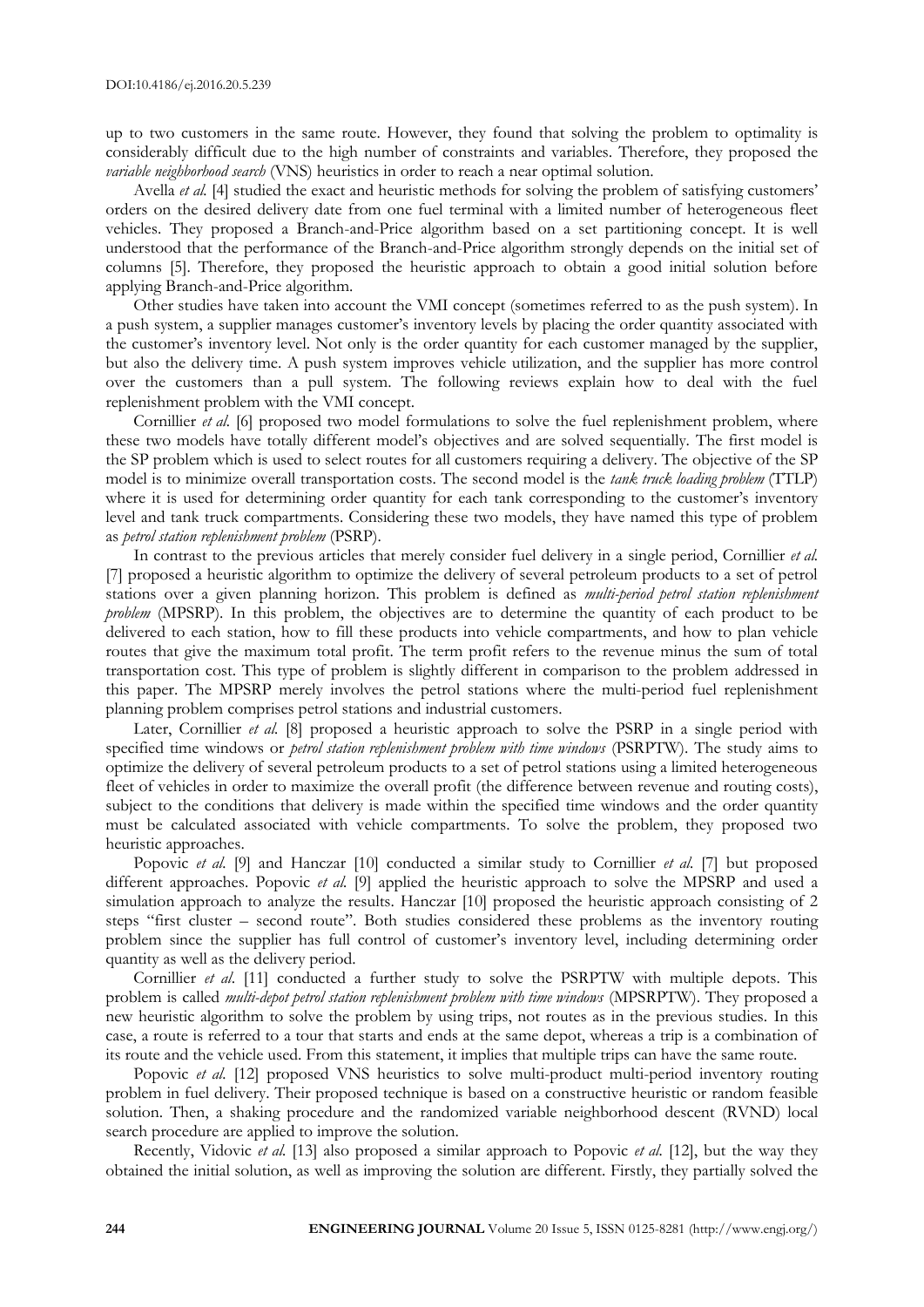up to two customers in the same route. However, they found that solving the problem to optimality is considerably difficult due to the high number of constraints and variables. Therefore, they proposed the *variable neighborhood search* (VNS) heuristics in order to reach a near optimal solution.

Avella *et al.* [4] studied the exact and heuristic methods for solving the problem of satisfying customers' orders on the desired delivery date from one fuel terminal with a limited number of heterogeneous fleet vehicles. They proposed a Branch-and-Price algorithm based on a set partitioning concept. It is well understood that the performance of the Branch-and-Price algorithm strongly depends on the initial set of columns [5]. Therefore, they proposed the heuristic approach to obtain a good initial solution before applying Branch-and-Price algorithm.

Other studies have taken into account the VMI concept (sometimes referred to as the push system). In a push system, a supplier manages customer's inventory levels by placing the order quantity associated with the customer's inventory level. Not only is the order quantity for each customer managed by the supplier, but also the delivery time. A push system improves vehicle utilization, and the supplier has more control over the customers than a pull system. The following reviews explain how to deal with the fuel replenishment problem with the VMI concept.

Cornillier *et al.* [6] proposed two model formulations to solve the fuel replenishment problem, where these two models have totally different model's objectives and are solved sequentially. The first model is the SP problem which is used to select routes for all customers requiring a delivery. The objective of the SP model is to minimize overall transportation costs. The second model is the *tank truck loading problem* (TTLP) where it is used for determining order quantity for each tank corresponding to the customer's inventory level and tank truck compartments. Considering these two models, they have named this type of problem as *petrol station replenishment problem* (PSRP).

In contrast to the previous articles that merely consider fuel delivery in a single period, Cornillier *et al.* [7] proposed a heuristic algorithm to optimize the delivery of several petroleum products to a set of petrol stations over a given planning horizon. This problem is defined as *multi-period petrol station replenishment problem* (MPSRP). In this problem, the objectives are to determine the quantity of each product to be delivered to each station, how to fill these products into vehicle compartments, and how to plan vehicle routes that give the maximum total profit. The term profit refers to the revenue minus the sum of total transportation cost. This type of problem is slightly different in comparison to the problem addressed in this paper. The MPSRP merely involves the petrol stations where the multi-period fuel replenishment planning problem comprises petrol stations and industrial customers.

Later, Cornillier *et al.* [8] proposed a heuristic approach to solve the PSRP in a single period with specified time windows or *petrol station replenishment problem with time windows* (PSRPTW). The study aims to optimize the delivery of several petroleum products to a set of petrol stations using a limited heterogeneous fleet of vehicles in order to maximize the overall profit (the difference between revenue and routing costs), subject to the conditions that delivery is made within the specified time windows and the order quantity must be calculated associated with vehicle compartments. To solve the problem, they proposed two heuristic approaches.

Popovic *et al.* [9] and Hanczar [10] conducted a similar study to Cornillier *et al.* [7] but proposed different approaches. Popovic *et al.* [9] applied the heuristic approach to solve the MPSRP and used a simulation approach to analyze the results. Hanczar [10] proposed the heuristic approach consisting of 2 steps "first cluster – second route". Both studies considered these problems as the inventory routing problem since the supplier has full control of customer's inventory level, including determining order quantity as well as the delivery period.

Cornillier *et al.* [11] conducted a further study to solve the PSRPTW with multiple depots. This problem is called *multi-depot petrol station replenishment problem with time windows* (MPSRPTW). They proposed a new heuristic algorithm to solve the problem by using trips, not routes as in the previous studies. In this case, a route is referred to a tour that starts and ends at the same depot, whereas a trip is a combination of its route and the vehicle used. From this statement, it implies that multiple trips can have the same route.

Popovic *et al.* [12] proposed VNS heuristics to solve multi-product multi-period inventory routing problem in fuel delivery. Their proposed technique is based on a constructive heuristic or random feasible solution. Then, a shaking procedure and the randomized variable neighborhood descent (RVND) local search procedure are applied to improve the solution.

Recently, Vidovic *et al.* [13] also proposed a similar approach to Popovic *et al.* [12], but the way they obtained the initial solution, as well as improving the solution are different. Firstly, they partially solved the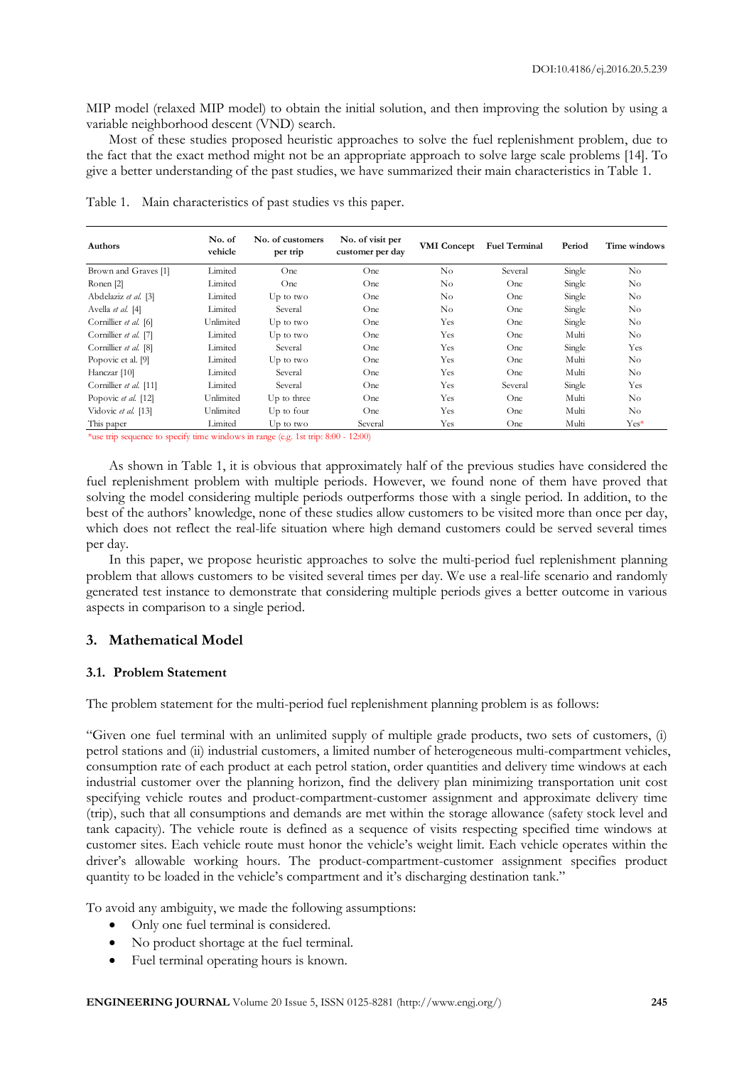MIP model (relaxed MIP model) to obtain the initial solution, and then improving the solution by using a variable neighborhood descent (VND) search.

Most of these studies proposed heuristic approaches to solve the fuel replenishment problem, due to the fact that the exact method might not be an appropriate approach to solve large scale problems [14]. To give a better understanding of the past studies, we have summarized their main characteristics in Table 1.

Table 1. Main characteristics of past studies vs this paper.

| Authors | No. of vehicle | No. of customers per trip | No. of visit per customer per day | VMI Concept | Fuel Terminal | Period | Time windows |
|---|---|---|---|---|---|---|---|
| Brown and Graves [1] | Limited | One | One | No | Several | Single | No |
| Ronen [2] | Limited | One | One | No | One | Single | No |
| Abdelaziz *et al.* [3] | Limited | Up to two | One | No | One | Single | No |
| Avella *et al.* [4] | Limited | Several | One | No | One | Single | No |
| Cornillier *et al.* [6] | Unlimited | Up to two | One | Yes | One | Single | No |
| Cornillier *et al.* [7] | Limited | Up to two | One | Yes | One | Multi | No |
| Cornillier *et al.* [8] | Limited | Several | One | Yes | One | Single | Yes |
| Popovic et al. [9] | Limited | Up to two | One | Yes | One | Multi | No |
| Hanczar [10] | Limited | Several | One | Yes | One | Multi | No |
| Cornillier *et al.* [11] | Limited | Several | One | Yes | Several | Single | Yes |
| Popovic *et al.* [12] | Unlimited | Up to three | One | Yes | One | Multi | No |
| Vidovic *et al.* [13] | Unlimited | Up to four | One | Yes | One | Multi | No |
| This paper | Limited | Up to two | Several | Yes | One | Multi | Yes* |

*use trip sequence to specify time windows in range (e.g. 1st trip: 8:00 - 12:00)

As shown in Table 1, it is obvious that approximately half of the previous studies have considered the fuel replenishment problem with multiple periods. However, we found none of them have proved that solving the model considering multiple periods outperforms those with a single period. In addition, to the best of the authors' knowledge, none of these studies allow customers to be visited more than once per day, which does not reflect the real-life situation where high demand customers could be served several times per day.

In this paper, we propose heuristic approaches to solve the multi-period fuel replenishment planning problem that allows customers to be visited several times per day. We use a real-life scenario and randomly generated test instance to demonstrate that considering multiple periods gives a better outcome in various aspects in comparison to a single period.

## 3. Mathematical Model

### 3.1. Problem Statement

The problem statement for the multi-period fuel replenishment planning problem is as follows:

"Given one fuel terminal with an unlimited supply of multiple grade products, two sets of customers, (i) petrol stations and (ii) industrial customers, a limited number of heterogeneous multi-compartment vehicles, consumption rate of each product at each petrol station, order quantities and delivery time windows at each industrial customer over the planning horizon, find the delivery plan minimizing transportation unit cost specifying vehicle routes and product-compartment-customer assignment and approximate delivery time (trip), such that all consumptions and demands are met within the storage allowance (safety stock level and tank capacity). The vehicle route is defined as a sequence of visits respecting specified time windows at customer sites. Each vehicle route must honor the vehicle's weight limit. Each vehicle operates within the driver's allowable working hours. The product-compartment-customer assignment specifies product quantity to be loaded in the vehicle's compartment and it's discharging destination tank."

To avoid any ambiguity, we made the following assumptions:

- Only one fuel terminal is considered.
- No product shortage at the fuel terminal.
- Fuel terminal operating hours is known.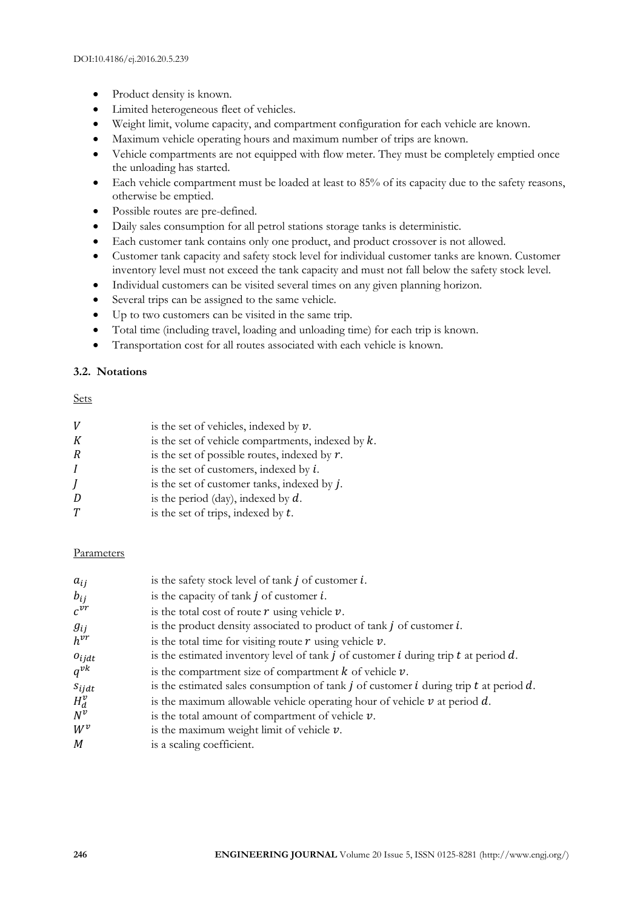- Product density is known.
- Limited heterogeneous fleet of vehicles.
- Weight limit, volume capacity, and compartment configuration for each vehicle are known.
- Maximum vehicle operating hours and maximum number of trips are known.
- Vehicle compartments are not equipped with flow meter. They must be completely emptied once the unloading has started.
- Each vehicle compartment must be loaded at least to 85% of its capacity due to the safety reasons, otherwise be emptied.
- Possible routes are pre-defined.
- Daily sales consumption for all petrol stations storage tanks is deterministic.
- Each customer tank contains only one product, and product crossover is not allowed.
- Customer tank capacity and safety stock level for individual customer tanks are known. Customer inventory level must not exceed the tank capacity and must not fall below the safety stock level.
- Individual customers can be visited several times on any given planning horizon.
- Several trips can be assigned to the same vehicle.
- Up to two customers can be visited in the same trip.
- Total time (including travel, loading and unloading time) for each trip is known.
- Transportation cost for all routes associated with each vehicle is known.

### 3.2. Notations

Sets

| | |
|---|---|
| $V$ | is the set of vehicles, indexed by $v$. |
| $K$ | is the set of vehicle compartments, indexed by $k$. |
| $R$ | is the set of possible routes, indexed by $r$. |
| $I$ | is the set of customers, indexed by $i$. |
| $J$ | is the set of customer tanks, indexed by $j$. |
| $D$ | is the period (day), indexed by $d$. |
| $T$ | is the set of trips, indexed by $t$. |

Parameters

| | |
|---|---|
| $a_{ij}$ | is the safety stock level of tank $j$ of customer $i$. |
| $b_{ij}$ | is the capacity of tank $j$ of customer $i$. |
| $c^{vr}$ | is the total cost of route $r$ using vehicle $v$. |
| $g_{ij}$ | is the product density associated to product of tank $j$ of customer $i$. |
| $h^{vr}$ | is the total time for visiting route $r$ using vehicle $v$. |
| $o_{ijdt}$ | is the estimated inventory level of tank $j$ of customer $i$ during trip $t$ at period $d$. |
| $q^{vk}$ | is the compartment size of compartment $k$ of vehicle $v$. |
| $s_{ijdt}$ | is the estimated sales consumption of tank $j$ of customer $i$ during trip $t$ at period $d$. |
| $H_d^v$ | is the maximum allowable vehicle operating hour of vehicle $v$ at period $d$. |
| $N^v$ | is the total amount of compartment of vehicle $v$. |
| $W^v$ | is the maximum weight limit of vehicle $v$. |
| $M$ | is a scaling coefficient. |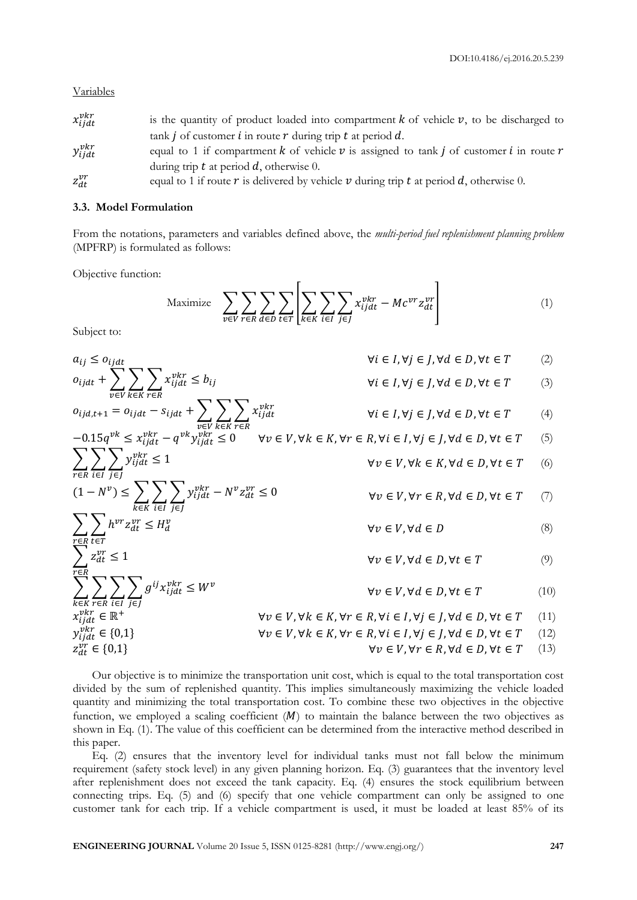Variables

$x_{ijdt}^{vkr}$ is the quantity of product loaded into compartment $k$ of vehicle $v$, to be discharged to tank $j$ of customer $i$ in route $r$ during trip $t$ at period $d$.

$y_{ijdt}^{vkr}$ equal to 1 if compartment $k$ of vehicle $v$ is assigned to tank $j$ of customer $i$ in route $r$ during trip $t$ at period $d$, otherwise 0.

$z_{dt}^{vr}$ equal to 1 if route $r$ is delivered by vehicle $v$ during trip $t$ at period $d$, otherwise 0.

### 3.3. Model Formulation

From the notations, parameters and variables defined above, the *multi-period fuel replenishment planning problem* (MPFRP) is formulated as follows:

Objective function:

$$\text{Maximize} \quad \sum_{v \in V} \sum_{r \in R} \sum_{d \in D} \sum_{t \in T} \left[ \sum_{k \in K} \sum_{i \in I} \sum_{j \in J} x_{ijdt}^{vkr} - Mc^{vr} z_{dt}^{vr} \right] \tag{1}$$

Subject to:

$$a_{ij} \leq o_{ijdt} \qquad \forall i \in I, \forall j \in J, \forall d \in D, \forall t \in T \tag{2}$$

$$o_{ijdt} + \sum_{v \in V} \sum_{k \in K} \sum_{r \in R} x_{ijdt}^{vkr} \leq b_{ij} \qquad \forall i \in I, \forall j \in J, \forall d \in D, \forall t \in T \tag{3}$$

$$o_{ijd,t+1} = o_{ijdt} - s_{ijdt} + \sum_{v \in V} \sum_{k \in K} \sum_{r \in R} x_{ijdt}^{vkr} \qquad \forall i \in I, \forall j \in J, \forall d \in D, \forall t \in T \tag{4}$$

$$-0.15 q^{vk} \leq x_{ijdt}^{vkr} - q^{vk} y_{ijdt}^{vkr} \leq 0 \qquad \forall v \in V, \forall k \in K, \forall r \in R, \forall i \in I, \forall j \in J, \forall d \in D, \forall t \in T \tag{5}$$

$$\sum_{r \in R} \sum_{i \in I} \sum_{j \in J} y_{ijdt}^{vkr} \leq 1 \qquad \forall v \in V, \forall k \in K, \forall d \in D, \forall t \in T \tag{6}$$

$$(1 - N^v) \leq \sum_{k \in K} \sum_{i \in I} \sum_{j \in J} y_{ijdt}^{vkr} - N^v z_{dt}^{vr} \leq 0 \qquad \forall v \in V, \forall r \in R, \forall d \in D, \forall t \in T \tag{7}$$

$$\sum_{r \in R} \sum_{t \in T} h^{vr} z_{dt}^{vr} \leq H_d^v \qquad \forall v \in V, \forall d \in D \tag{8}$$

$$\sum_{r \in R} z_{dt}^{vr} \leq 1 \qquad \forall v \in V, \forall d \in D, \forall t \in T \tag{9}$$

$$\sum_{k \in K} \sum_{r \in R} \sum_{i \in I} \sum_{j \in J} g^{ij} x_{ijdt}^{vkr} \leq W^v \qquad \forall v \in V, \forall d \in D, \forall t \in T \tag{10}$$

$$x_{ijdt}^{vkr} \in \mathbb{R}^+ \qquad \forall v \in V, \forall k \in K, \forall r \in R, \forall i \in I, \forall j \in J, \forall d \in D, \forall t \in T \tag{11}$$

$$y_{ijdt}^{vkr} \in \{0,1\} \qquad \forall v \in V, \forall k \in K, \forall r \in R, \forall i \in I, \forall j \in J, \forall d \in D, \forall t \in T \tag{12}$$

$$z_{dt}^{vr} \in \{0,1\} \qquad \forall v \in V, \forall r \in R, \forall d \in D, \forall t \in T \tag{13}$$

Our objective is to minimize the transportation unit cost, which is equal to the total transportation cost divided by the sum of replenished quantity. This implies simultaneously maximizing the vehicle loaded quantity and minimizing the total transportation cost. To combine these two objectives in the objective function, we employed a scaling coefficient ($M$) to maintain the balance between the two objectives as shown in Eq. (1). The value of this coefficient can be determined from the interactive method described in this paper.

Eq. (2) ensures that the inventory level for individual tanks must not fall below the minimum requirement (safety stock level) in any given planning horizon. Eq. (3) guarantees that the inventory level after replenishment does not exceed the tank capacity. Eq. (4) ensures the stock equilibrium between connecting trips. Eq. (5) and (6) specify that one vehicle compartment can only be assigned to one customer tank for each trip. If a vehicle compartment is used, it must be loaded at least 85% of its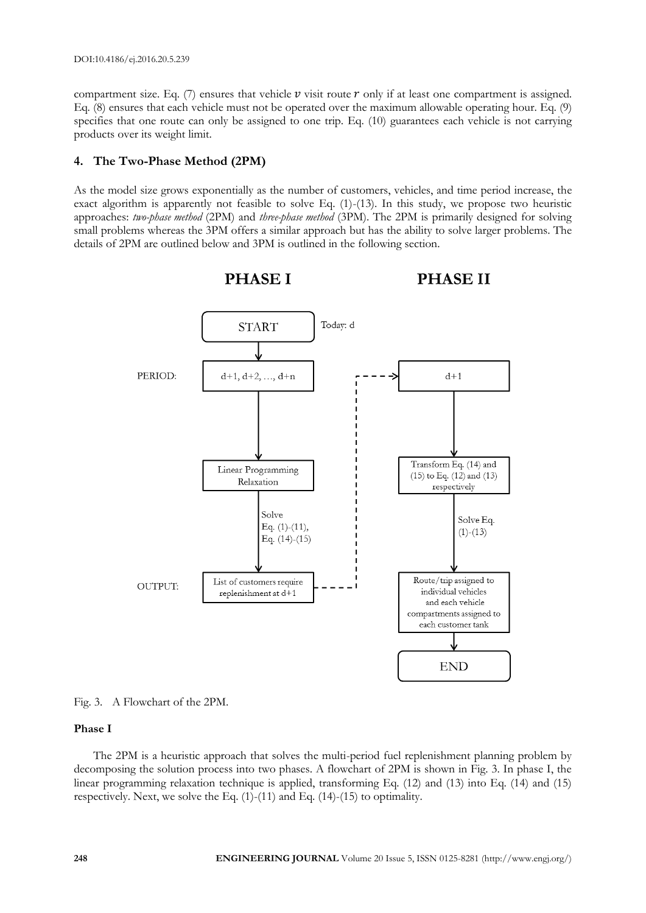compartment size. Eq. (7) ensures that vehicle $v$ visit route $r$ only if at least one compartment is assigned. Eq. (8) ensures that each vehicle must not be operated over the maximum allowable operating hour. Eq. (9) specifies that one route can only be assigned to one trip. Eq. (10) guarantees each vehicle is not carrying products over its weight limit.

## 4. The Two-Phase Method (2PM)

As the model size grows exponentially as the number of customers, vehicles, and time period increase, the exact algorithm is apparently not feasible to solve Eq. (1)-(13). In this study, we propose two heuristic approaches: *two-phase method* (2PM) and *three-phase method* (3PM). The 2PM is primarily designed for solving small problems whereas the 3PM offers a similar approach but has the ability to solve larger problems. The details of 2PM are outlined below and 3PM is outlined in the following section.

**PHASE I** | **PHASE II**

- START (Today: d)
- PERIOD: d+1, d+2, …, d+n → Linear Programming Relaxation → Solve Eq. (1)-(11), Eq. (14)-(15) → OUTPUT: List of customers require replenishment at d+1
- d+1 → Transform Eq. (14) and (15) to Eq. (12) and (13) respectively → Solve Eq. (1)-(13) → Route/trip assigned to individual vehicles and each vehicle compartments assigned to each customer tank → END

Fig. 3. A Flowchart of the 2PM.

### Phase I

The 2PM is a heuristic approach that solves the multi-period fuel replenishment planning problem by decomposing the solution process into two phases. A flowchart of 2PM is shown in Fig. 3. In phase I, the linear programming relaxation technique is applied, transforming Eq. (12) and (13) into Eq. (14) and (15) respectively. Next, we solve the Eq. (1)-(11) and Eq. (14)-(15) to optimality.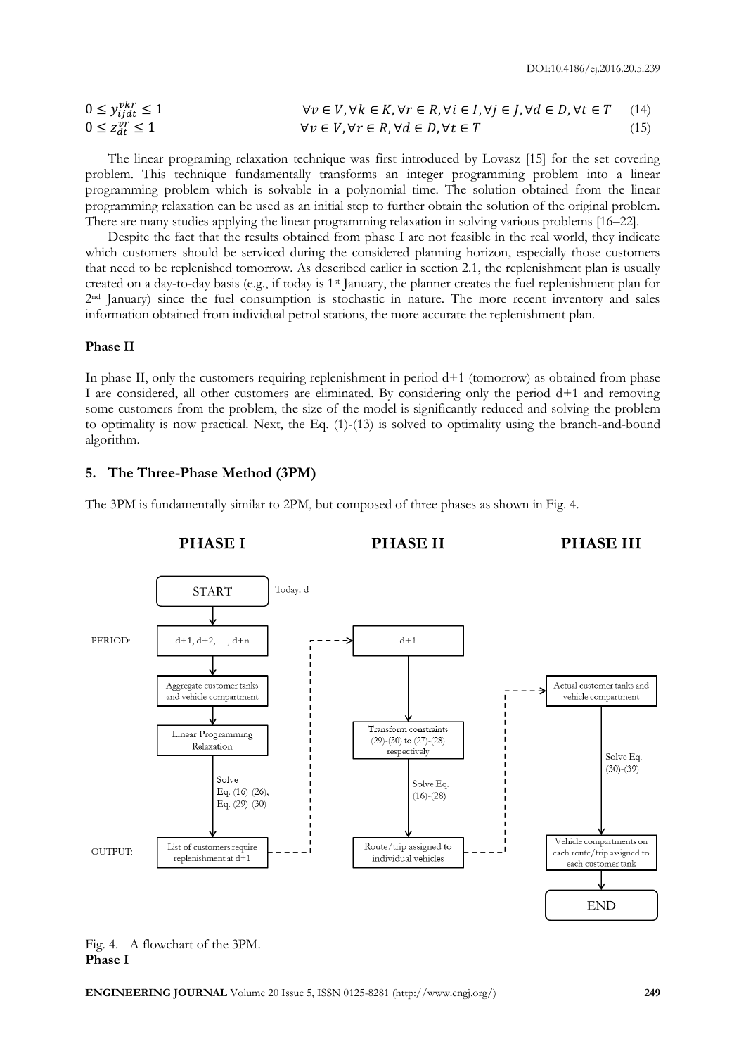$$0 \le y_{ijdt}^{vkr} \le 1 \qquad \forall v \in V, \forall k \in K, \forall r \in R, \forall i \in I, \forall j \in J, \forall d \in D, \forall t \in T \tag{14}$$

$$0 \le z_{dt}^{vr} \le 1 \qquad \forall v \in V, \forall r \in R, \forall d \in D, \forall t \in T \tag{15}$$

The linear programing relaxation technique was first introduced by Lovasz [15] for the set covering problem. This technique fundamentally transforms an integer programming problem into a linear programming problem which is solvable in a polynomial time. The solution obtained from the linear programming relaxation can be used as an initial step to further obtain the solution of the original problem. There are many studies applying the linear programming relaxation in solving various problems [16–22].

Despite the fact that the results obtained from phase I are not feasible in the real world, they indicate which customers should be serviced during the considered planning horizon, especially those customers that need to be replenished tomorrow. As described earlier in section 2.1, the replenishment plan is usually created on a day-to-day basis (e.g., if today is 1st January, the planner creates the fuel replenishment plan for 2nd January) since the fuel consumption is stochastic in nature. The more recent inventory and sales information obtained from individual petrol stations, the more accurate the replenishment plan.

**Phase II**

In phase II, only the customers requiring replenishment in period d+1 (tomorrow) as obtained from phase I are considered, all other customers are eliminated. By considering only the period d+1 and removing some customers from the problem, the size of the model is significantly reduced and solving the problem to optimality is now practical. Next, the Eq. (1)-(13) is solved to optimality using the branch-and-bound algorithm.

## 5. The Three-Phase Method (3PM)

The 3PM is fundamentally similar to 2PM, but composed of three phases as shown in Fig. 4.

**PHASE I** — Today: d
- START
- PERIOD: d+1, d+2, …, d+n
- Aggregate customer tanks and vehicle compartment
- Linear Programming Relaxation
- Solve Eq. (16)-(26), Eq. (29)-(30)
- OUTPUT: List of customers require replenishment at d+1

**PHASE II**
- d+1
- Transform constraints (29)-(30) to (27)-(28) respectively
- Solve Eq. (16)-(28)
- Route/trip assigned to individual vehicles

**PHASE III**
- Actual customer tanks and vehicle compartment
- Solve Eq. (30)-(39)
- Vehicle compartments on each route/trip assigned to each customer tank
- END

Fig. 4. A flowchart of the 3PM.

**Phase I**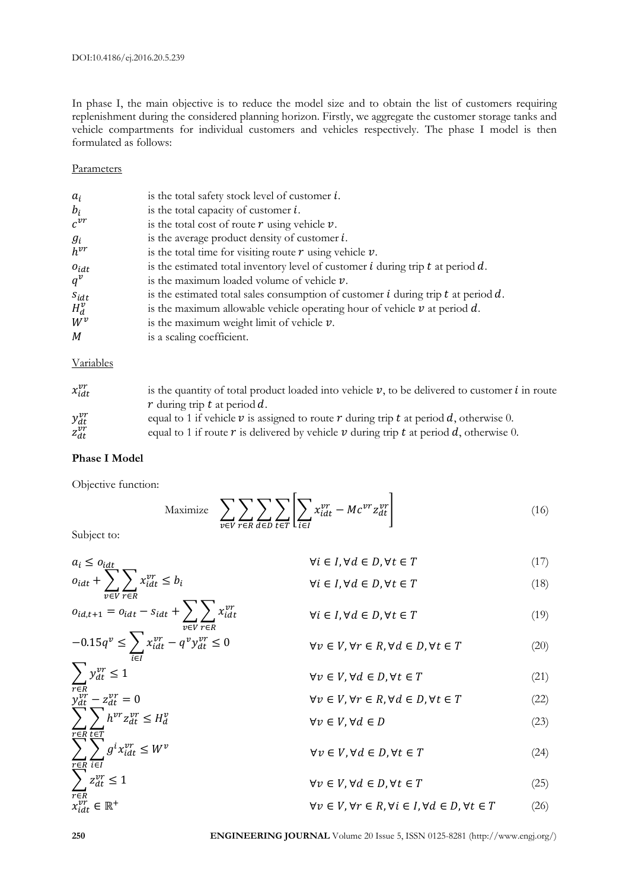In phase I, the main objective is to reduce the model size and to obtain the list of customers requiring replenishment during the considered planning horizon. Firstly, we aggregate the customer storage tanks and vehicle compartments for individual customers and vehicles respectively. The phase I model is then formulated as follows:

Parameters

| | |
|---|---|
| $a_i$ | is the total safety stock level of customer $i$. |
| $b_i$ | is the total capacity of customer $i$. |
| $c^{vr}$ | is the total cost of route $r$ using vehicle $v$. |
| $g_i$ | is the average product density of customer $i$. |
| $h^{vr}$ | is the total time for visiting route $r$ using vehicle $v$. |
| $o_{idt}$ | is the estimated total inventory level of customer $i$ during trip $t$ at period $d$. |
| $q^v$ | is the maximum loaded volume of vehicle $v$. |
| $s_{idt}$ | is the estimated total sales consumption of customer $i$ during trip $t$ at period $d$. |
| $H_d^v$ | is the maximum allowable vehicle operating hour of vehicle $v$ at period $d$. |
| $W^v$ | is the maximum weight limit of vehicle $v$. |
| $M$ | is a scaling coefficient. |

Variables

| | |
|---|---|
| $x_{idt}^{vr}$ | is the quantity of total product loaded into vehicle $v$, to be delivered to customer $i$ in route $r$ during trip $t$ at period $d$. |
| $y_{dt}^{vr}$ | equal to 1 if vehicle $v$ is assigned to route $r$ during trip $t$ at period $d$, otherwise 0. |
| $z_{dt}^{vr}$ | equal to 1 if route $r$ is delivered by vehicle $v$ during trip $t$ at period $d$, otherwise 0. |

**Phase I Model**

Objective function:

$$\text{Maximize} \quad \sum_{v\in V}\sum_{r\in R}\sum_{d\in D}\sum_{t\in T}\left[\sum_{i\in I} x_{idt}^{vr} - Mc^{vr}z_{dt}^{vr}\right] \tag{16}$$

Subject to:

$$a_i \le o_{idt} \qquad \forall i\in I, \forall d\in D, \forall t\in T \tag{17}$$

$$o_{idt} + \sum_{v\in V}\sum_{r\in R} x_{idt}^{vr} \le b_i \qquad \forall i\in I, \forall d\in D, \forall t\in T \tag{18}$$

$$o_{id,t+1} = o_{idt} - s_{idt} + \sum_{v\in V}\sum_{r\in R} x_{idt}^{vr} \qquad \forall i\in I, \forall d\in D, \forall t\in T \tag{19}$$

$$-0.15q^v \le \sum_{i\in I} x_{idt}^{vr} - q^v y_{dt}^{vr} \le 0 \qquad \forall v\in V, \forall r\in R, \forall d\in D, \forall t\in T \tag{20}$$

$$\sum_{r\in R} y_{dt}^{vr} \le 1 \qquad \forall v\in V, \forall d\in D, \forall t\in T \tag{21}$$

$$y_{dt}^{vr} - z_{dt}^{vr} = 0 \qquad \forall v\in V, \forall r\in R, \forall d\in D, \forall t\in T \tag{22}$$

$$\sum_{r\in R}\sum_{t\in T} h^{vr} z_{dt}^{vr} \le H_d^v \qquad \forall v\in V, \forall d\in D \tag{23}$$

$$\sum_{r\in R}\sum_{i\in I} g^i x_{idt}^{vr} \le W^v \qquad \forall v\in V, \forall d\in D, \forall t\in T \tag{24}$$

$$\sum_{r\in R} z_{dt}^{vr} \le 1 \qquad \forall v\in V, \forall d\in D, \forall t\in T \tag{25}$$

$$x_{idt}^{vr} \in \mathbb{R}^+ \qquad \forall v\in V, \forall r\in R, \forall i\in I, \forall d\in D, \forall t\in T \tag{26}$$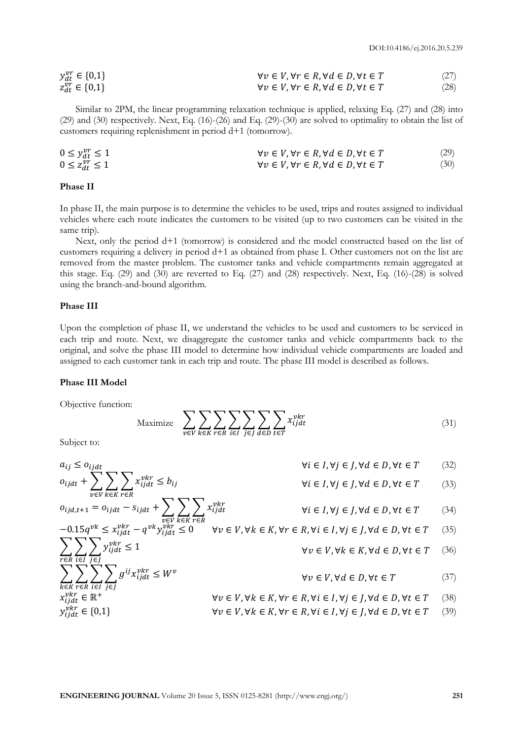$$y_{dt}^{vr} \in \{0,1\} \qquad \forall v \in V, \forall r \in R, \forall d \in D, \forall t \in T \tag{27}$$

$$z_{dt}^{vr} \in \{0,1\} \qquad \forall v \in V, \forall r \in R, \forall d \in D, \forall t \in T \tag{28}$$

Similar to 2PM, the linear programming relaxation technique is applied, relaxing Eq. (27) and (28) into (29) and (30) respectively. Next, Eq. (16)-(26) and Eq. (29)-(30) are solved to optimality to obtain the list of customers requiring replenishment in period d+1 (tomorrow).

$$0 \le y_{dt}^{vr} \le 1 \qquad \forall v \in V, \forall r \in R, \forall d \in D, \forall t \in T \tag{29}$$

$$0 \le z_{dt}^{vr} \le 1 \qquad \forall v \in V, \forall r \in R, \forall d \in D, \forall t \in T \tag{30}$$

### Phase II

In phase II, the main purpose is to determine the vehicles to be used, trips and routes assigned to individual vehicles where each route indicates the customers to be visited (up to two customers can be visited in the same trip).

Next, only the period d+1 (tomorrow) is considered and the model constructed based on the list of customers requiring a delivery in period d+1 as obtained from phase I. Other customers not on the list are removed from the master problem. The customer tanks and vehicle compartments remain aggregated at this stage. Eq. (29) and (30) are reverted to Eq. (27) and (28) respectively. Next, Eq. (16)-(28) is solved using the branch-and-bound algorithm.

### Phase III

Upon the completion of phase II, we understand the vehicles to be used and customers to be serviced in each trip and route. Next, we disaggregate the customer tanks and vehicle compartments back to the original, and solve the phase III model to determine how individual vehicle compartments are loaded and assigned to each customer tank in each trip and route. The phase III model is described as follows.

### Phase III Model

Objective function:

$$\text{Maximize} \quad \sum_{v \in V} \sum_{k \in K} \sum_{r \in R} \sum_{i \in I} \sum_{j \in J} \sum_{d \in D} \sum_{t \in T} x_{ijdt}^{vkr} \tag{31}$$

Subject to:

$$a_{ij} \le o_{ijdt} \qquad \forall i \in I, \forall j \in J, \forall d \in D, \forall t \in T \tag{32}$$

$$o_{ijdt} + \sum_{v \in V} \sum_{k \in K} \sum_{r \in R} x_{ijdt}^{vkr} \le b_{ij} \qquad \forall i \in I, \forall j \in J, \forall d \in D, \forall t \in T \tag{33}$$

$$o_{ijd,t+1} = o_{ijdt} - s_{ijdt} + \sum_{v \in V} \sum_{k \in K} \sum_{r \in R} x_{ijdt}^{vkr} \qquad \forall i \in I, \forall j \in J, \forall d \in D, \forall t \in T \tag{34}$$

$$-0.15q^{vk} \le x_{ijdt}^{vkr} - q^{vk} y_{ijdt}^{vkr} \le 0 \qquad \forall v \in V, \forall k \in K, \forall r \in R, \forall i \in I, \forall j \in J, \forall d \in D, \forall t \in T \tag{35}$$

$$\sum_{r \in R} \sum_{i \in I} \sum_{j \in J} y_{ijdt}^{vkr} \le 1 \qquad \forall v \in V, \forall k \in K, \forall d \in D, \forall t \in T \tag{36}$$

$$\sum_{k \in K} \sum_{r \in R} \sum_{i \in I} \sum_{j \in J} g^{ij} x_{ijdt}^{vkr} \le W^v \qquad \forall v \in V, \forall d \in D, \forall t \in T \tag{37}$$

$$x_{ijdt}^{vkr} \in \mathbb{R}^+ \qquad \forall v \in V, \forall k \in K, \forall r \in R, \forall i \in I, \forall j \in J, \forall d \in D, \forall t \in T \tag{38}$$

$$y_{ijdt}^{vkr} \in \{0,1\} \qquad \forall v \in V, \forall k \in K, \forall r \in R, \forall i \in I, \forall j \in J, \forall d \in D, \forall t \in T \tag{39}$$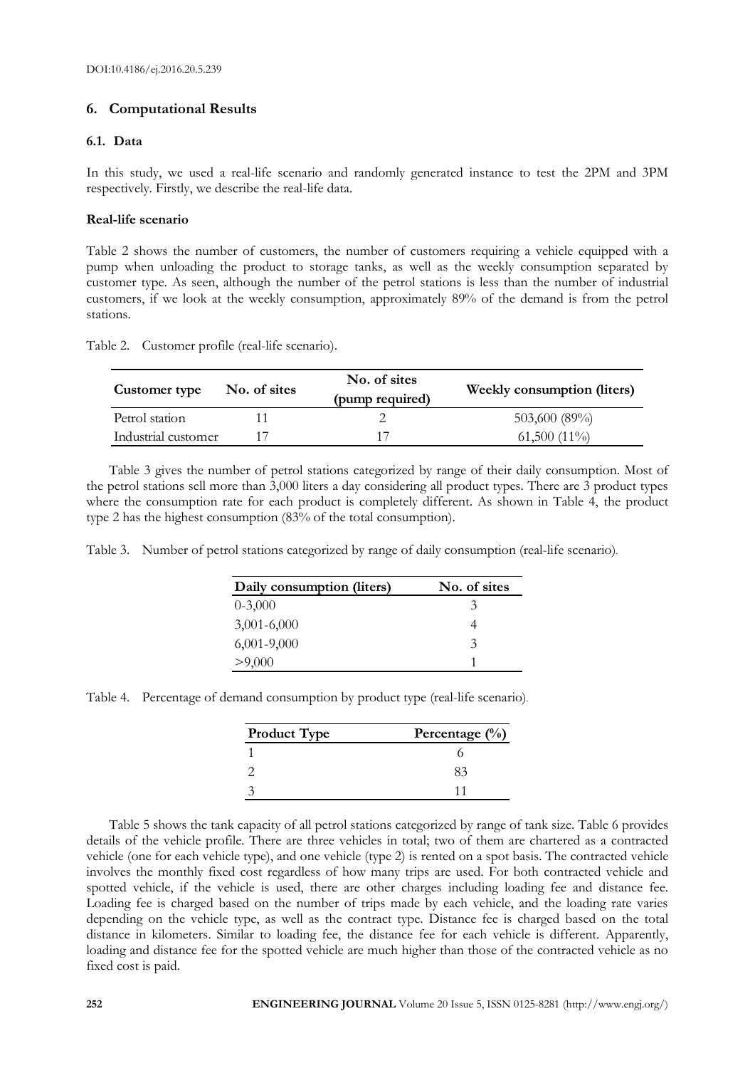## 6. Computational Results

### 6.1. Data

In this study, we used a real-life scenario and randomly generated instance to test the 2PM and 3PM respectively. Firstly, we describe the real-life data.

**Real-life scenario**

Table 2 shows the number of customers, the number of customers requiring a vehicle equipped with a pump when unloading the product to storage tanks, as well as the weekly consumption separated by customer type. As seen, although the number of the petrol stations is less than the number of industrial customers, if we look at the weekly consumption, approximately 89% of the demand is from the petrol stations.

Table 2. Customer profile (real-life scenario).

| Customer type | No. of sites | No. of sites (pump required) | Weekly consumption (liters) |
|---|---|---|---|
| Petrol station | 11 | 2 | 503,600 (89%) |
| Industrial customer | 17 | 17 | 61,500 (11%) |

Table 3 gives the number of petrol stations categorized by range of their daily consumption. Most of the petrol stations sell more than 3,000 liters a day considering all product types. There are 3 product types where the consumption rate for each product is completely different. As shown in Table 4, the product type 2 has the highest consumption (83% of the total consumption).

Table 3. Number of petrol stations categorized by range of daily consumption (real-life scenario).

| Daily consumption (liters) | No. of sites |
|---|---|
| 0-3,000 | 3 |
| 3,001-6,000 | 4 |
| 6,001-9,000 | 3 |
| >9,000 | 1 |

Table 4. Percentage of demand consumption by product type (real-life scenario).

| Product Type | Percentage (%) |
|---|---|
| 1 | 6 |
| 2 | 83 |
| 3 | 11 |

Table 5 shows the tank capacity of all petrol stations categorized by range of tank size. Table 6 provides details of the vehicle profile. There are three vehicles in total; two of them are chartered as a contracted vehicle (one for each vehicle type), and one vehicle (type 2) is rented on a spot basis. The contracted vehicle involves the monthly fixed cost regardless of how many trips are used. For both contracted vehicle and spotted vehicle, if the vehicle is used, there are other charges including loading fee and distance fee. Loading fee is charged based on the number of trips made by each vehicle, and the loading rate varies depending on the vehicle type, as well as the contract type. Distance fee is charged based on the total distance in kilometers. Similar to loading fee, the distance fee for each vehicle is different. Apparently, loading and distance fee for the spotted vehicle are much higher than those of the contracted vehicle as no fixed cost is paid.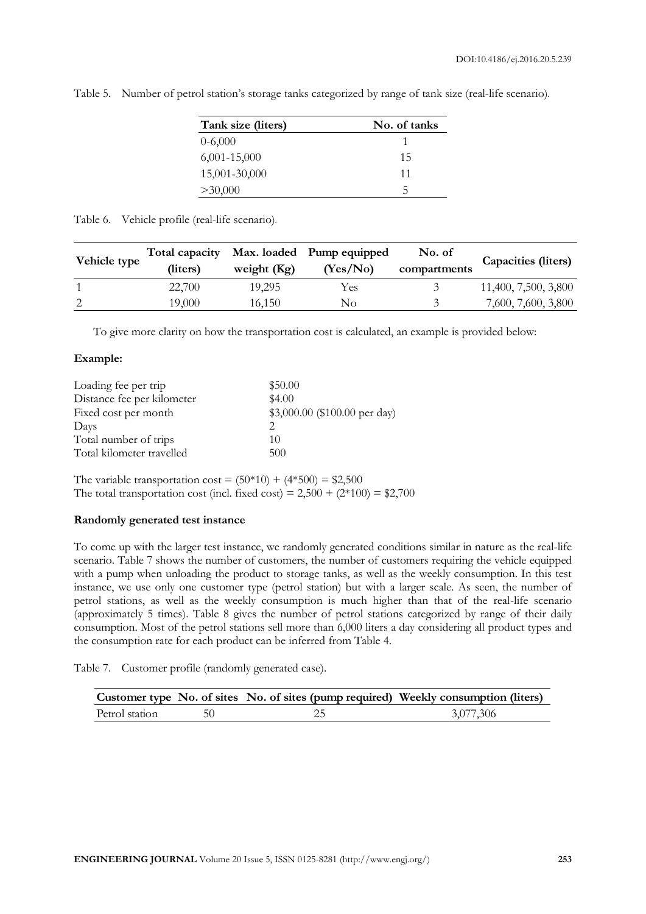Table 5. Number of petrol station's storage tanks categorized by range of tank size (real-life scenario).

| Tank size (liters) | No. of tanks |
|---|---|
| 0-6,000 | 1 |
| 6,001-15,000 | 15 |
| 15,001-30,000 | 11 |
| >30,000 | 5 |

Table 6. Vehicle profile (real-life scenario).

| Vehicle type | Total capacity (liters) | Max. loaded weight (Kg) | Pump equipped (Yes/No) | No. of compartments | Capacities (liters) |
|---|---|---|---|---|---|
| 1 | 22,700 | 19,295 | Yes | 3 | 11,400, 7,500, 3,800 |
| 2 | 19,000 | 16,150 | No | 3 | 7,600, 7,600, 3,800 |

To give more clarity on how the transportation cost is calculated, an example is provided below:

**Example:**

| | |
|---|---|
| Loading fee per trip | \$50.00 |
| Distance fee per kilometer | \$4.00 |
| Fixed cost per month | \$3,000.00 (\$100.00 per day) |
| Days | 2 |
| Total number of trips | 10 |
| Total kilometer travelled | 500 |

The variable transportation cost = (50*10) + (4*500) = \$2,500
The total transportation cost (incl. fixed cost) = 2,500 + (2*100) = \$2,700

**Randomly generated test instance**

To come up with the larger test instance, we randomly generated conditions similar in nature as the real-life scenario. Table 7 shows the number of customers, the number of customers requiring the vehicle equipped with a pump when unloading the product to storage tanks, as well as the weekly consumption. In this test instance, we use only one customer type (petrol station) but with a larger scale. As seen, the number of petrol stations, as well as the weekly consumption is much higher than that of the real-life scenario (approximately 5 times). Table 8 gives the number of petrol stations categorized by range of their daily consumption. Most of the petrol stations sell more than 6,000 liters a day considering all product types and the consumption rate for each product can be inferred from Table 4.

Table 7. Customer profile (randomly generated case).

| Customer type | No. of sites | No. of sites (pump required) | Weekly consumption (liters) |
|---|---|---|---|
| Petrol station | 50 | 25 | 3,077,306 |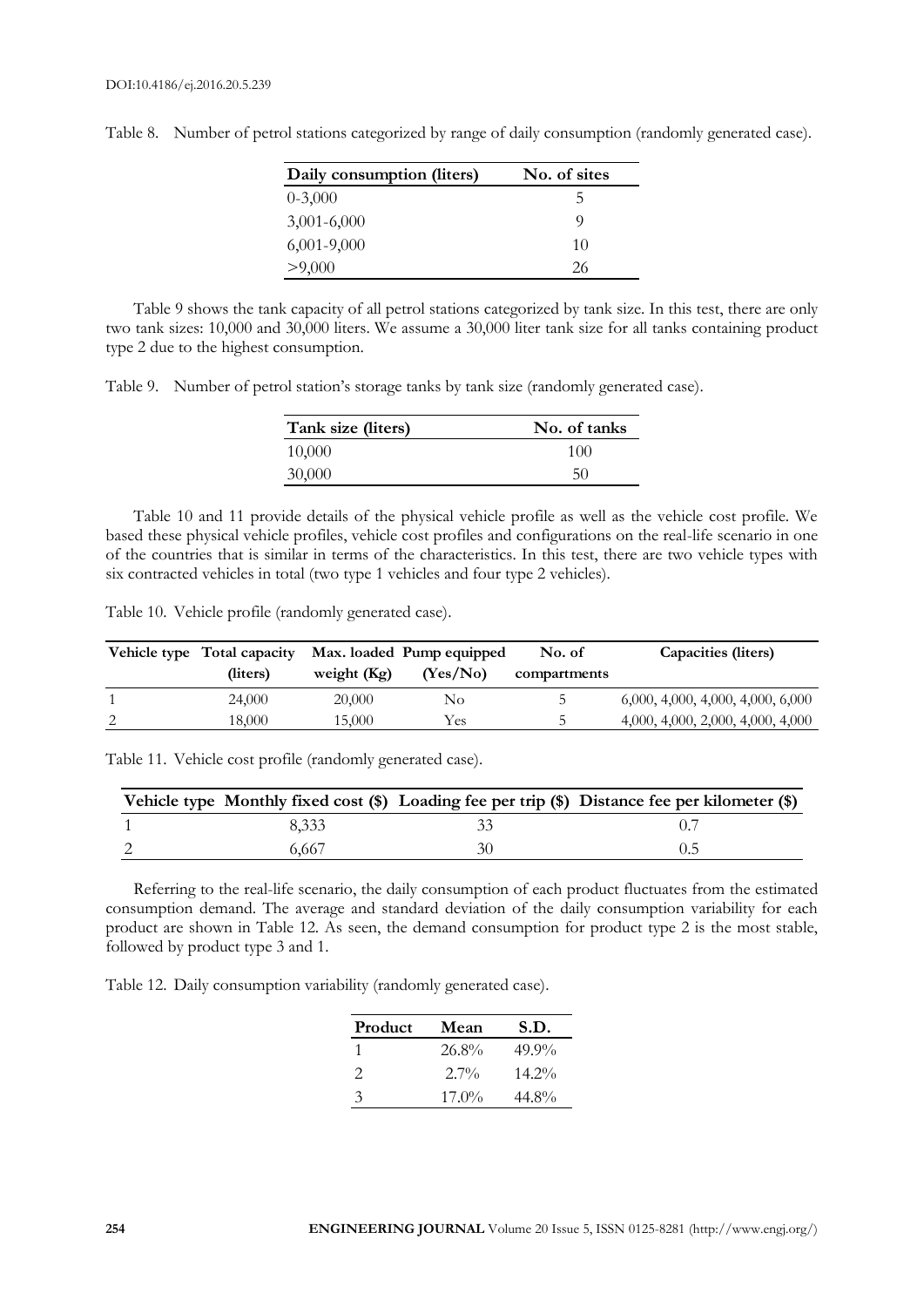Table 8. Number of petrol stations categorized by range of daily consumption (randomly generated case).

| Daily consumption (liters) | No. of sites |
| --- | --- |
| 0-3,000 | 5 |
| 3,001-6,000 | 9 |
| 6,001-9,000 | 10 |
| >9,000 | 26 |

Table 9 shows the tank capacity of all petrol stations categorized by tank size. In this test, there are only two tank sizes: 10,000 and 30,000 liters. We assume a 30,000 liter tank size for all tanks containing product type 2 due to the highest consumption.

Table 9. Number of petrol station's storage tanks by tank size (randomly generated case).

| Tank size (liters) | No. of tanks |
| --- | --- |
| 10,000 | 100 |
| 30,000 | 50 |

Table 10 and 11 provide details of the physical vehicle profile as well as the vehicle cost profile. We based these physical vehicle profiles, vehicle cost profiles and configurations on the real-life scenario in one of the countries that is similar in terms of the characteristics. In this test, there are two vehicle types with six contracted vehicles in total (two type 1 vehicles and four type 2 vehicles).

Table 10. Vehicle profile (randomly generated case).

| Vehicle type | Total capacity (liters) | Max. loaded weight (Kg) | Pump equipped (Yes/No) | No. of compartments | Capacities (liters) |
| --- | --- | --- | --- | --- | --- |
| 1 | 24,000 | 20,000 | No | 5 | 6,000, 4,000, 4,000, 4,000, 6,000 |
| 2 | 18,000 | 15,000 | Yes | 5 | 4,000, 4,000, 2,000, 4,000, 4,000 |

Table 11. Vehicle cost profile (randomly generated case).

| Vehicle type | Monthly fixed cost ($) | Loading fee per trip ($) | Distance fee per kilometer ($) |
| --- | --- | --- | --- |
| 1 | 8,333 | 33 | 0.7 |
| 2 | 6,667 | 30 | 0.5 |

Referring to the real-life scenario, the daily consumption of each product fluctuates from the estimated consumption demand. The average and standard deviation of the daily consumption variability for each product are shown in Table 12. As seen, the demand consumption for product type 2 is the most stable, followed by product type 3 and 1.

Table 12. Daily consumption variability (randomly generated case).

| Product | Mean | S.D. |
| --- | --- | --- |
| 1 | 26.8% | 49.9% |
| 2 | 2.7% | 14.2% |
| 3 | 17.0% | 44.8% |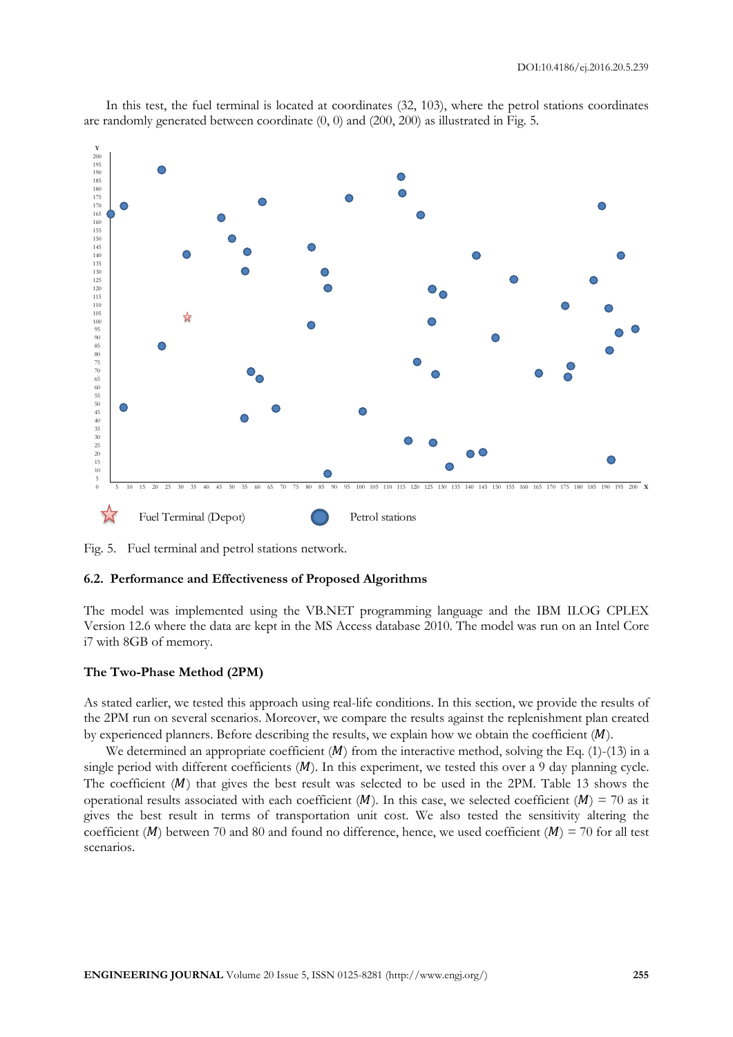In this test, the fuel terminal is located at coordinates (32, 103), where the petrol stations coordinates are randomly generated between coordinate (0, 0) and (200, 200) as illustrated in Fig. 5.

Fig. 5. Fuel terminal and petrol stations network.

### 6.2. Performance and Effectiveness of Proposed Algorithms

The model was implemented using the VB.NET programming language and the IBM ILOG CPLEX Version 12.6 where the data are kept in the MS Access database 2010. The model was run on an Intel Core i7 with 8GB of memory.

#### The Two-Phase Method (2PM)

As stated earlier, we tested this approach using real-life conditions. In this section, we provide the results of the 2PM run on several scenarios. Moreover, we compare the results against the replenishment plan created by experienced planners. Before describing the results, we explain how we obtain the coefficient ($M$).

We determined an appropriate coefficient ($M$) from the interactive method, solving the Eq. (1)-(13) in a single period with different coefficients ($M$). In this experiment, we tested this over a 9 day planning cycle. The coefficient ($M$) that gives the best result was selected to be used in the 2PM. Table 13 shows the operational results associated with each coefficient ($M$). In this case, we selected coefficient ($M$) = 70 as it gives the best result in terms of transportation unit cost. We also tested the sensitivity altering the coefficient ($M$) between 70 and 80 and found no difference, hence, we used coefficient ($M$) = 70 for all test scenarios.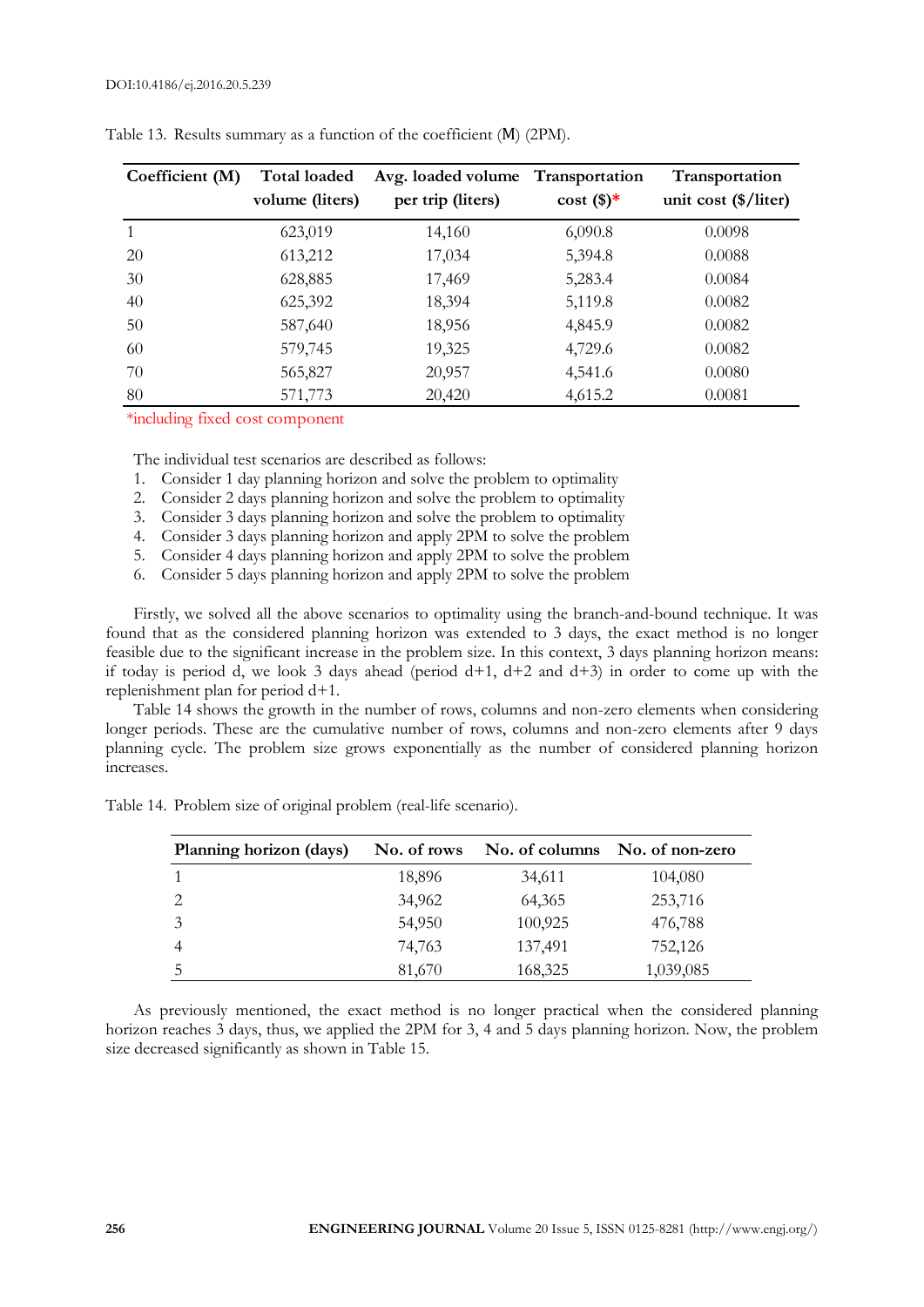Table 13. Results summary as a function of the coefficient (M) (2PM).

| Coefficient (M) | Total loaded volume (liters) | Avg. loaded volume per trip (liters) | Transportation cost ($)* | Transportation unit cost ($/liter) |
|---|---|---|---|---|
| 1 | 623,019 | 14,160 | 6,090.8 | 0.0098 |
| 20 | 613,212 | 17,034 | 5,394.8 | 0.0088 |
| 30 | 628,885 | 17,469 | 5,283.4 | 0.0084 |
| 40 | 625,392 | 18,394 | 5,119.8 | 0.0082 |
| 50 | 587,640 | 18,956 | 4,845.9 | 0.0082 |
| 60 | 579,745 | 19,325 | 4,729.6 | 0.0082 |
| 70 | 565,827 | 20,957 | 4,541.6 | 0.0080 |
| 80 | 571,773 | 20,420 | 4,615.2 | 0.0081 |

*including fixed cost component

The individual test scenarios are described as follows:

1. Consider 1 day planning horizon and solve the problem to optimality
2. Consider 2 days planning horizon and solve the problem to optimality
3. Consider 3 days planning horizon and solve the problem to optimality
4. Consider 3 days planning horizon and apply 2PM to solve the problem
5. Consider 4 days planning horizon and apply 2PM to solve the problem
6. Consider 5 days planning horizon and apply 2PM to solve the problem

Firstly, we solved all the above scenarios to optimality using the branch-and-bound technique. It was found that as the considered planning horizon was extended to 3 days, the exact method is no longer feasible due to the significant increase in the problem size. In this context, 3 days planning horizon means: if today is period d, we look 3 days ahead (period d+1, d+2 and d+3) in order to come up with the replenishment plan for period d+1.

Table 14 shows the growth in the number of rows, columns and non-zero elements when considering longer periods. These are the cumulative number of rows, columns and non-zero elements after 9 days planning cycle. The problem size grows exponentially as the number of considered planning horizon increases.

Table 14. Problem size of original problem (real-life scenario).

| Planning horizon (days) | No. of rows | No. of columns | No. of non-zero |
|---|---|---|---|
| 1 | 18,896 | 34,611 | 104,080 |
| 2 | 34,962 | 64,365 | 253,716 |
| 3 | 54,950 | 100,925 | 476,788 |
| 4 | 74,763 | 137,491 | 752,126 |
| 5 | 81,670 | 168,325 | 1,039,085 |

As previously mentioned, the exact method is no longer practical when the considered planning horizon reaches 3 days, thus, we applied the 2PM for 3, 4 and 5 days planning horizon. Now, the problem size decreased significantly as shown in Table 15.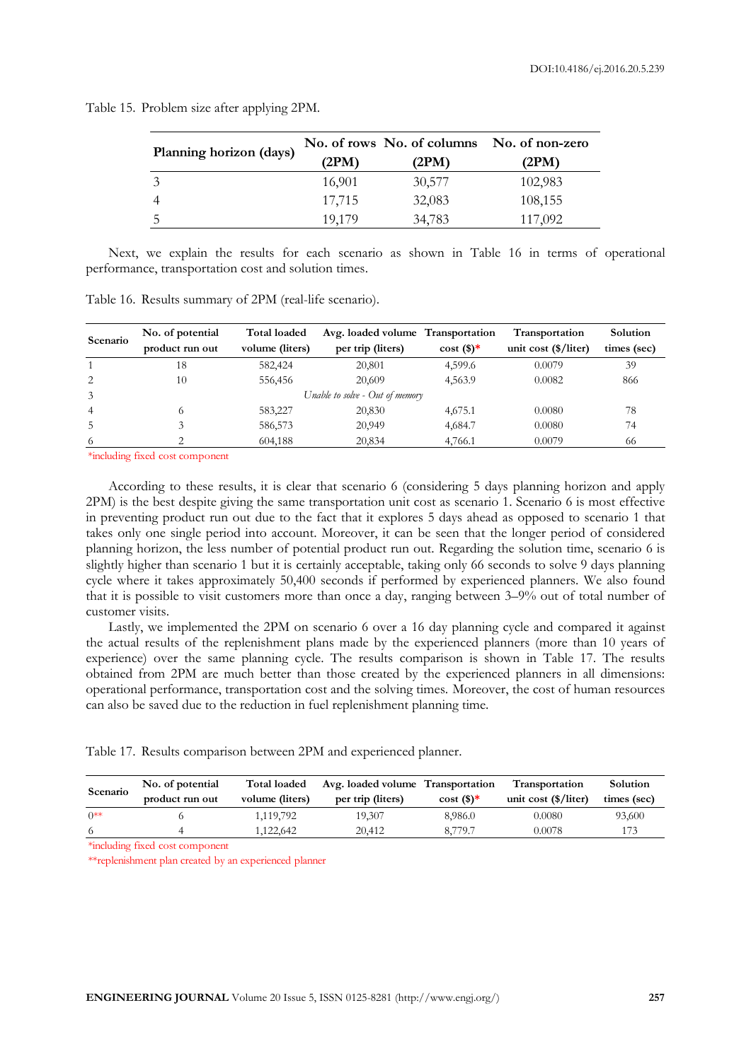Table 15. Problem size after applying 2PM.

| Planning horizon (days) | No. of rows (2PM) | No. of columns (2PM) | No. of non-zero (2PM) |
|---|---|---|---|
| 3 | 16,901 | 30,577 | 102,983 |
| 4 | 17,715 | 32,083 | 108,155 |
| 5 | 19,179 | 34,783 | 117,092 |

Next, we explain the results for each scenario as shown in Table 16 in terms of operational performance, transportation cost and solution times.

Table 16. Results summary of 2PM (real-life scenario).

| Scenario | No. of potential product run out | Total loaded volume (liters) | Avg. loaded volume per trip (liters) | Transportation cost ($)* | Transportation unit cost ($/liter) | Solution times (sec) |
|---|---|---|---|---|---|---|
| 1 | 18 | 582,424 | 20,801 | 4,599.6 | 0.0079 | 39 |
| 2 | 10 | 556,456 | 20,609 | 4,563.9 | 0.0082 | 866 |
| 3 | | | *Unable to solve - Out of memory* | | | |
| 4 | 6 | 583,227 | 20,830 | 4,675.1 | 0.0080 | 78 |
| 5 | 3 | 586,573 | 20,949 | 4,684.7 | 0.0080 | 74 |
| 6 | 2 | 604,188 | 20,834 | 4,766.1 | 0.0079 | 66 |

*including fixed cost component

According to these results, it is clear that scenario 6 (considering 5 days planning horizon and apply 2PM) is the best despite giving the same transportation unit cost as scenario 1. Scenario 6 is most effective in preventing product run out due to the fact that it explores 5 days ahead as opposed to scenario 1 that takes only one single period into account. Moreover, it can be seen that the longer period of considered planning horizon, the less number of potential product run out. Regarding the solution time, scenario 6 is slightly higher than scenario 1 but it is certainly acceptable, taking only 66 seconds to solve 9 days planning cycle where it takes approximately 50,400 seconds if performed by experienced planners. We also found that it is possible to visit customers more than once a day, ranging between 3–9% out of total number of customer visits.

Lastly, we implemented the 2PM on scenario 6 over a 16 day planning cycle and compared it against the actual results of the replenishment plans made by the experienced planners (more than 10 years of experience) over the same planning cycle. The results comparison is shown in Table 17. The results obtained from 2PM are much better than those created by the experienced planners in all dimensions: operational performance, transportation cost and the solving times. Moreover, the cost of human resources can also be saved due to the reduction in fuel replenishment planning time.

Table 17. Results comparison between 2PM and experienced planner.

| Scenario | No. of potential product run out | Total loaded volume (liters) | Avg. loaded volume per trip (liters) | Transportation cost ($)* | Transportation unit cost ($/liter) | Solution times (sec) |
|---|---|---|---|---|---|---|
| 0** | 6 | 1,119,792 | 19,307 | 8,986.0 | 0.0080 | 93,600 |
| 6 | 4 | 1,122,642 | 20,412 | 8,779.7 | 0.0078 | 173 |

*including fixed cost component

**replenishment plan created by an experienced planner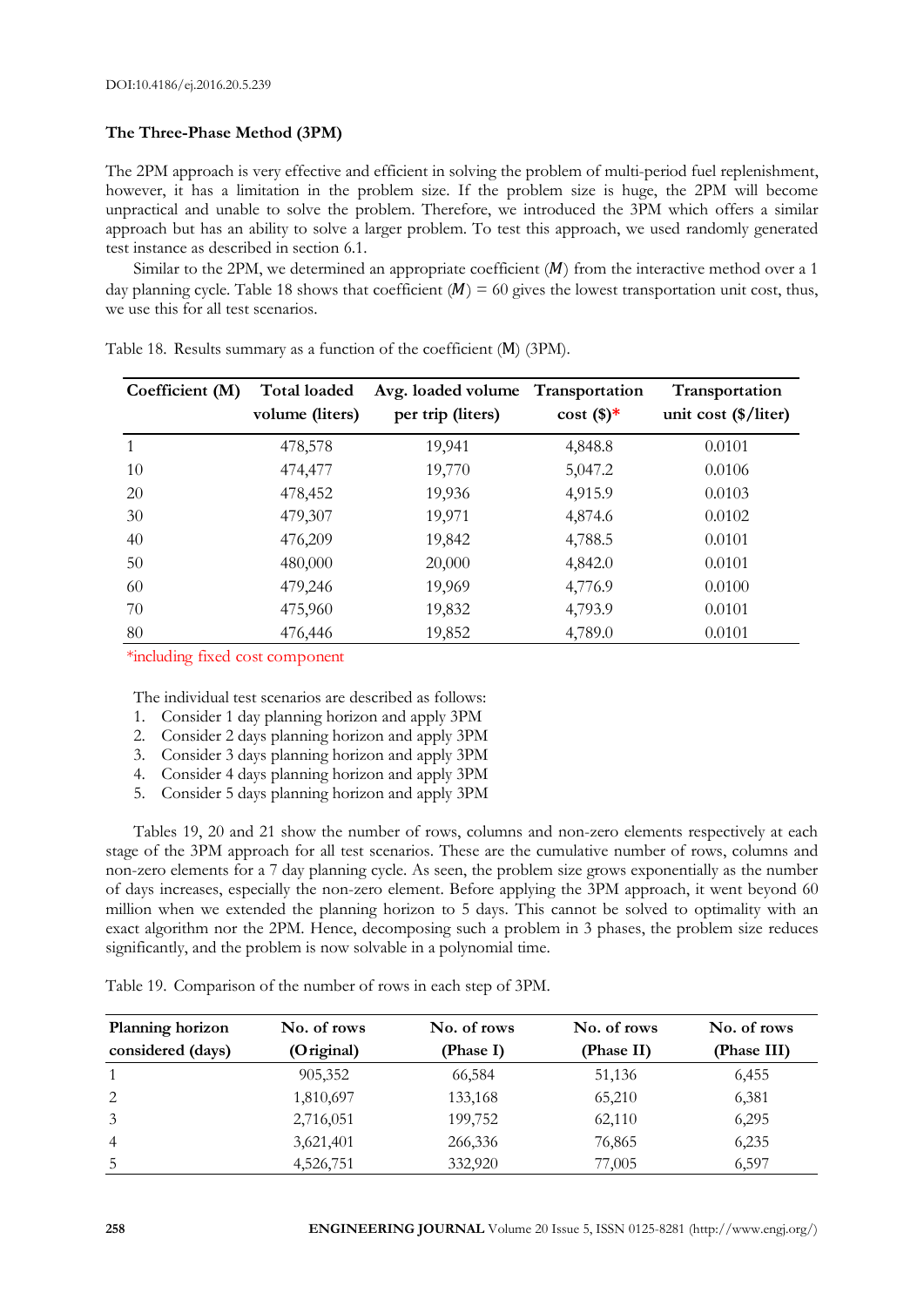### The Three-Phase Method (3PM)

The 2PM approach is very effective and efficient in solving the problem of multi-period fuel replenishment, however, it has a limitation in the problem size. If the problem size is huge, the 2PM will become unpractical and unable to solve the problem. Therefore, we introduced the 3PM which offers a similar approach but has an ability to solve a larger problem. To test this approach, we used randomly generated test instance as described in section 6.1.

Similar to the 2PM, we determined an appropriate coefficient ($M$) from the interactive method over a 1 day planning cycle. Table 18 shows that coefficient ($M$) = 60 gives the lowest transportation unit cost, thus, we use this for all test scenarios.

Table 18. Results summary as a function of the coefficient (M) (3PM).

| Coefficient (M) | Total loaded volume (liters) | Avg. loaded volume per trip (liters) | Transportation cost ($)* | Transportation unit cost ($/liter) |
|---|---|---|---|---|
| 1 | 478,578 | 19,941 | 4,848.8 | 0.0101 |
| 10 | 474,477 | 19,770 | 5,047.2 | 0.0106 |
| 20 | 478,452 | 19,936 | 4,915.9 | 0.0103 |
| 30 | 479,307 | 19,971 | 4,874.6 | 0.0102 |
| 40 | 476,209 | 19,842 | 4,788.5 | 0.0101 |
| 50 | 480,000 | 20,000 | 4,842.0 | 0.0101 |
| 60 | 479,246 | 19,969 | 4,776.9 | 0.0100 |
| 70 | 475,960 | 19,832 | 4,793.9 | 0.0101 |
| 80 | 476,446 | 19,852 | 4,789.0 | 0.0101 |

*including fixed cost component

The individual test scenarios are described as follows:

1. Consider 1 day planning horizon and apply 3PM
2. Consider 2 days planning horizon and apply 3PM
3. Consider 3 days planning horizon and apply 3PM
4. Consider 4 days planning horizon and apply 3PM
5. Consider 5 days planning horizon and apply 3PM

Tables 19, 20 and 21 show the number of rows, columns and non-zero elements respectively at each stage of the 3PM approach for all test scenarios. These are the cumulative number of rows, columns and non-zero elements for a 7 day planning cycle. As seen, the problem size grows exponentially as the number of days increases, especially the non-zero element. Before applying the 3PM approach, it went beyond 60 million when we extended the planning horizon to 5 days. This cannot be solved to optimality with an exact algorithm nor the 2PM. Hence, decomposing such a problem in 3 phases, the problem size reduces significantly, and the problem is now solvable in a polynomial time.

Table 19. Comparison of the number of rows in each step of 3PM.

| Planning horizon considered (days) | No. of rows (Original) | No. of rows (Phase I) | No. of rows (Phase II) | No. of rows (Phase III) |
|---|---|---|---|---|
| 1 | 905,352 | 66,584 | 51,136 | 6,455 |
| 2 | 1,810,697 | 133,168 | 65,210 | 6,381 |
| 3 | 2,716,051 | 199,752 | 62,110 | 6,295 |
| 4 | 3,621,401 | 266,336 | 76,865 | 6,235 |
| 5 | 4,526,751 | 332,920 | 77,005 | 6,597 |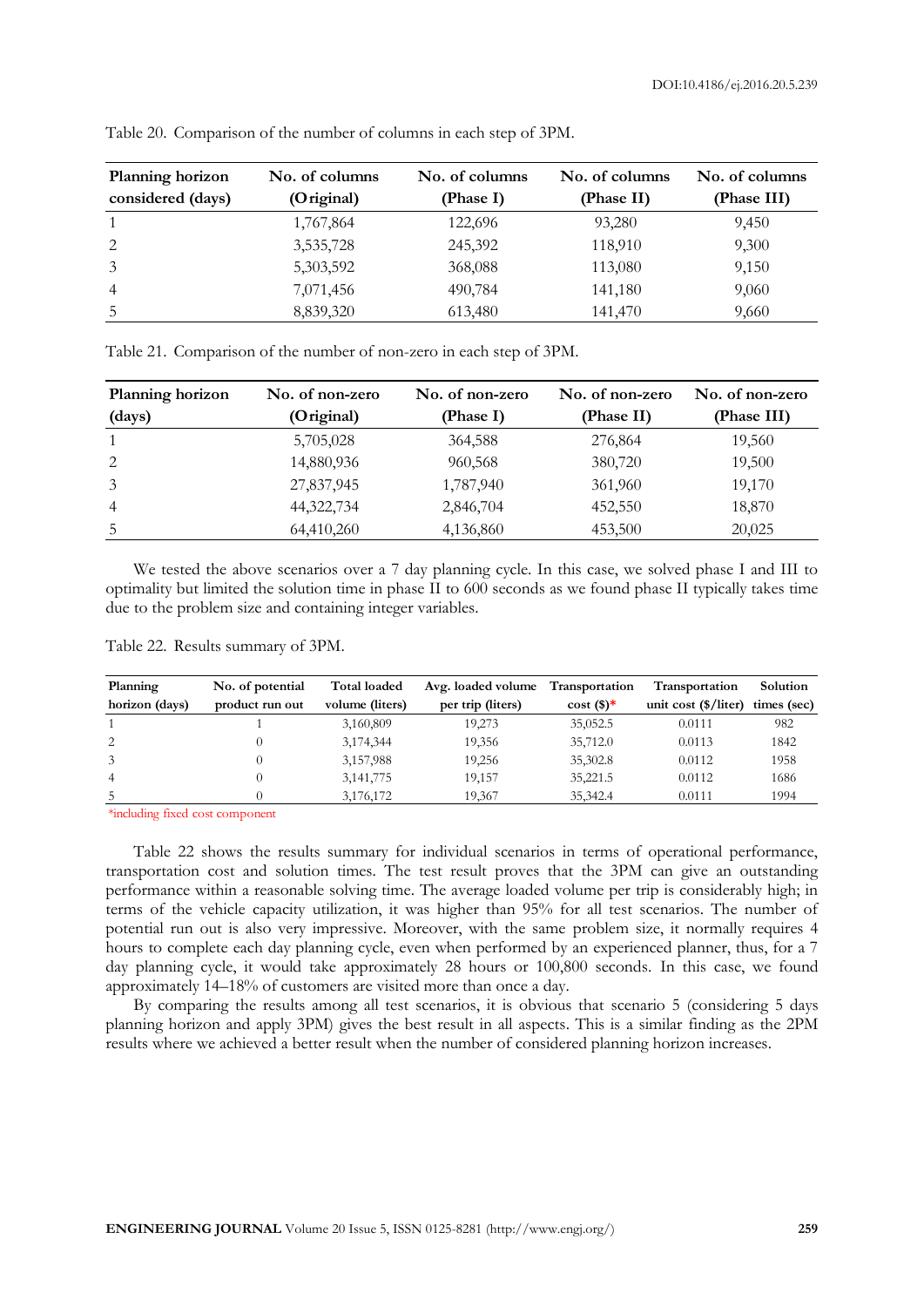Table 20. Comparison of the number of columns in each step of 3PM.

| Planning horizon considered (days) | No. of columns (Original) | No. of columns (Phase I) | No. of columns (Phase II) | No. of columns (Phase III) |
|---|---|---|---|---|
| 1 | 1,767,864 | 122,696 | 93,280 | 9,450 |
| 2 | 3,535,728 | 245,392 | 118,910 | 9,300 |
| 3 | 5,303,592 | 368,088 | 113,080 | 9,150 |
| 4 | 7,071,456 | 490,784 | 141,180 | 9,060 |
| 5 | 8,839,320 | 613,480 | 141,470 | 9,660 |

Table 21. Comparison of the number of non-zero in each step of 3PM.

| Planning horizon (days) | No. of non-zero (Original) | No. of non-zero (Phase I) | No. of non-zero (Phase II) | No. of non-zero (Phase III) |
|---|---|---|---|---|
| 1 | 5,705,028 | 364,588 | 276,864 | 19,560 |
| 2 | 14,880,936 | 960,568 | 380,720 | 19,500 |
| 3 | 27,837,945 | 1,787,940 | 361,960 | 19,170 |
| 4 | 44,322,734 | 2,846,704 | 452,550 | 18,870 |
| 5 | 64,410,260 | 4,136,860 | 453,500 | 20,025 |

We tested the above scenarios over a 7 day planning cycle. In this case, we solved phase I and III to optimality but limited the solution time in phase II to 600 seconds as we found phase II typically takes time due to the problem size and containing integer variables.

Table 22. Results summary of 3PM.

| Planning horizon (days) | No. of potential product run out | Total loaded volume (liters) | Avg. loaded volume per trip (liters) | Transportation cost ($)* | Transportation unit cost ($/liter) | Solution times (sec) |
|---|---|---|---|---|---|---|
| 1 | 1 | 3,160,809 | 19,273 | 35,052.5 | 0.0111 | 982 |
| 2 | 0 | 3,174,344 | 19,356 | 35,712.0 | 0.0113 | 1842 |
| 3 | 0 | 3,157,988 | 19,256 | 35,302.8 | 0.0112 | 1958 |
| 4 | 0 | 3,141,775 | 19,157 | 35,221.5 | 0.0112 | 1686 |
| 5 | 0 | 3,176,172 | 19,367 | 35,342.4 | 0.0111 | 1994 |

*including fixed cost component

Table 22 shows the results summary for individual scenarios in terms of operational performance, transportation cost and solution times. The test result proves that the 3PM can give an outstanding performance within a reasonable solving time. The average loaded volume per trip is considerably high; in terms of the vehicle capacity utilization, it was higher than 95% for all test scenarios. The number of potential run out is also very impressive. Moreover, with the same problem size, it normally requires 4 hours to complete each day planning cycle, even when performed by an experienced planner, thus, for a 7 day planning cycle, it would take approximately 28 hours or 100,800 seconds. In this case, we found approximately 14–18% of customers are visited more than once a day.

By comparing the results among all test scenarios, it is obvious that scenario 5 (considering 5 days planning horizon and apply 3PM) gives the best result in all aspects. This is a similar finding as the 2PM results where we achieved a better result when the number of considered planning horizon increases.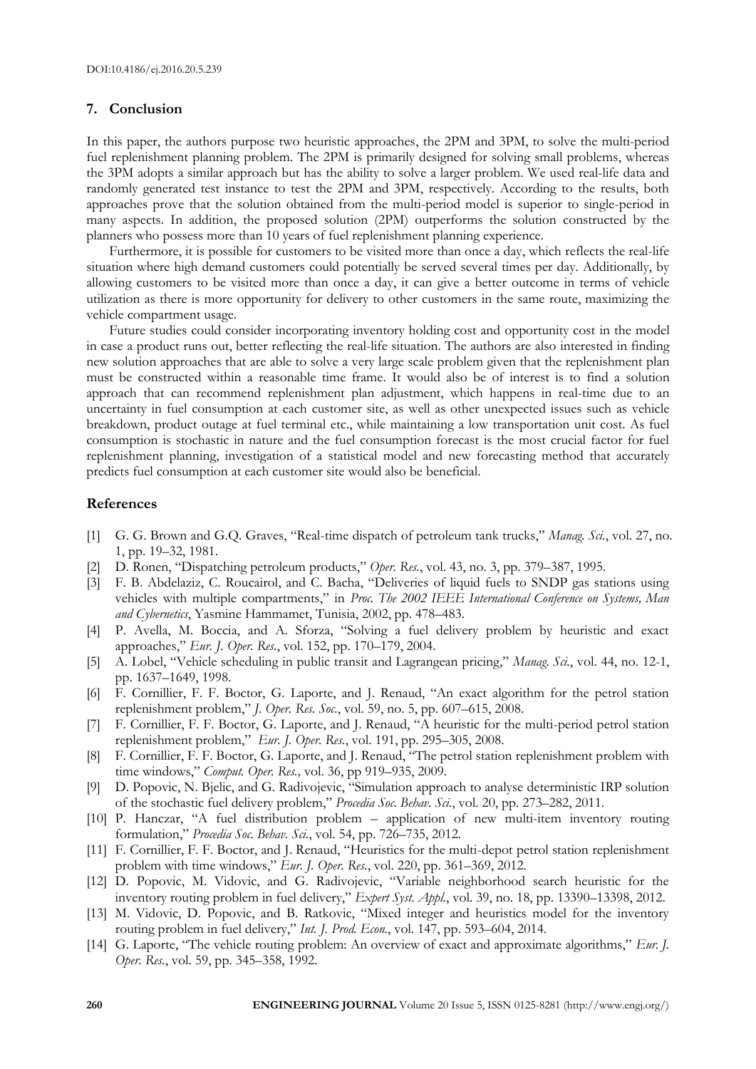## 7. Conclusion

In this paper, the authors purpose two heuristic approaches, the 2PM and 3PM, to solve the multi-period fuel replenishment planning problem. The 2PM is primarily designed for solving small problems, whereas the 3PM adopts a similar approach but has the ability to solve a larger problem. We used real-life data and randomly generated test instance to test the 2PM and 3PM, respectively. According to the results, both approaches prove that the solution obtained from the multi-period model is superior to single-period in many aspects. In addition, the proposed solution (2PM) outperforms the solution constructed by the planners who possess more than 10 years of fuel replenishment planning experience.

Furthermore, it is possible for customers to be visited more than once a day, which reflects the real-life situation where high demand customers could potentially be served several times per day. Additionally, by allowing customers to be visited more than once a day, it can give a better outcome in terms of vehicle utilization as there is more opportunity for delivery to other customers in the same route, maximizing the vehicle compartment usage.

Future studies could consider incorporating inventory holding cost and opportunity cost in the model in case a product runs out, better reflecting the real-life situation. The authors are also interested in finding new solution approaches that are able to solve a very large scale problem given that the replenishment plan must be constructed within a reasonable time frame. It would also be of interest is to find a solution approach that can recommend replenishment plan adjustment, which happens in real-time due to an uncertainty in fuel consumption at each customer site, as well as other unexpected issues such as vehicle breakdown, product outage at fuel terminal etc., while maintaining a low transportation unit cost. As fuel consumption is stochastic in nature and the fuel consumption forecast is the most crucial factor for fuel replenishment planning, investigation of a statistical model and new forecasting method that accurately predicts fuel consumption at each customer site would also be beneficial.

## References

[1] G. G. Brown and G.Q. Graves, "Real-time dispatch of petroleum tank trucks," *Manag. Sci.*, vol. 27, no. 1, pp. 19–32, 1981.

[2] D. Ronen, "Dispatching petroleum products," *Oper. Res.*, vol. 43, no. 3, pp. 379–387, 1995.

[3] F. B. Abdelaziz, C. Roucairol, and C. Bacha, "Deliveries of liquid fuels to SNDP gas stations using vehicles with multiple compartments," in *Proc. The 2002 IEEE International Conference on Systems, Man and Cybernetics*, Yasmine Hammamet, Tunisia, 2002, pp. 478–483.

[4] P. Avella, M. Boccia, and A. Sforza, "Solving a fuel delivery problem by heuristic and exact approaches," *Eur. J. Oper. Res.*, vol. 152, pp. 170–179, 2004.

[5] A. Lobel, "Vehicle scheduling in public transit and Lagrangean pricing," *Manag. Sci.*, vol. 44, no. 12-1, pp. 1637–1649, 1998.

[6] F. Cornillier, F. F. Boctor, G. Laporte, and J. Renaud, "An exact algorithm for the petrol station replenishment problem," *J. Oper. Res. Soc.*, vol. 59, no. 5, pp. 607–615, 2008.

[7] F. Cornillier, F. F. Boctor, G. Laporte, and J. Renaud, "A heuristic for the multi-period petrol station replenishment problem," *Eur. J. Oper. Res.*, vol. 191, pp. 295–305, 2008.

[8] F. Cornillier, F. F. Boctor, G. Laporte, and J. Renaud, "The petrol station replenishment problem with time windows," *Comput. Oper. Res.*, vol. 36, pp 919–935, 2009.

[9] D. Popovic, N. Bjelic, and G. Radivojevic, "Simulation approach to analyse deterministic IRP solution of the stochastic fuel delivery problem," *Procedia Soc. Behav. Sci.*, vol. 20, pp. 273–282, 2011.

[10] P. Hanczar, "A fuel distribution problem – application of new multi-item inventory routing formulation," *Procedia Soc. Behav. Sci.*, vol. 54, pp. 726–735, 2012.

[11] F. Cornillier, F. F. Boctor, and J. Renaud, "Heuristics for the multi-depot petrol station replenishment problem with time windows," *Eur. J. Oper. Res.*, vol. 220, pp. 361–369, 2012.

[12] D. Popovic, M. Vidovic, and G. Radivojevic, "Variable neighborhood search heuristic for the inventory routing problem in fuel delivery," *Expert Syst. Appl.*, vol. 39, no. 18, pp. 13390–13398, 2012.

[13] M. Vidovic, D. Popovic, and B. Ratkovic, "Mixed integer and heuristics model for the inventory routing problem in fuel delivery," *Int. J. Prod. Econ.*, vol. 147, pp. 593–604, 2014.

[14] G. Laporte, "The vehicle routing problem: An overview of exact and approximate algorithms," *Eur. J. Oper. Res.*, vol. 59, pp. 345–358, 1992.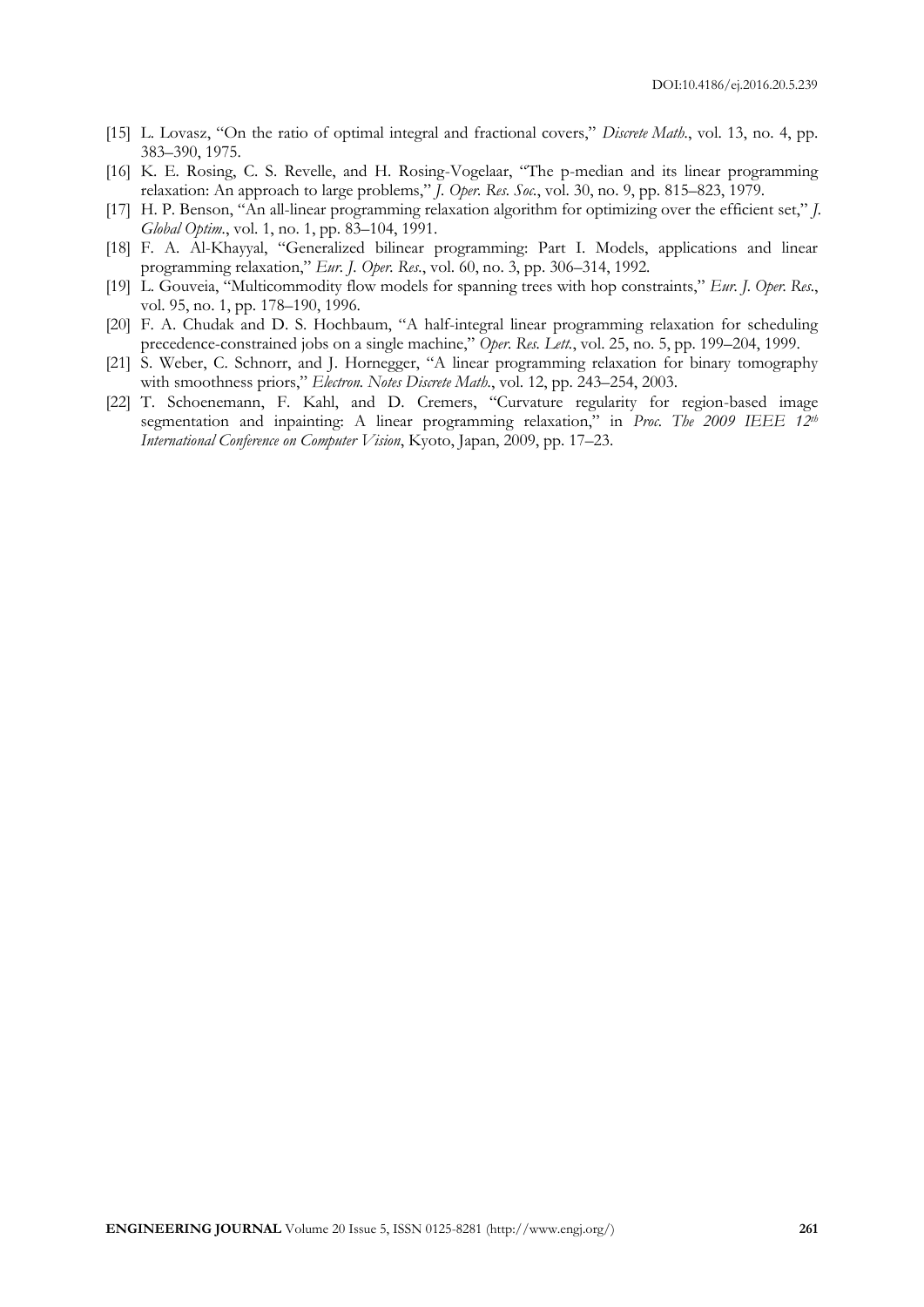[15] L. Lovasz, "On the ratio of optimal integral and fractional covers," *Discrete Math.*, vol. 13, no. 4, pp. 383–390, 1975.

[16] K. E. Rosing, C. S. Revelle, and H. Rosing-Vogelaar, "The p-median and its linear programming relaxation: An approach to large problems," *J. Oper. Res. Soc.*, vol. 30, no. 9, pp. 815–823, 1979.

[17] H. P. Benson, "An all-linear programming relaxation algorithm for optimizing over the efficient set," *J. Global Optim.*, vol. 1, no. 1, pp. 83–104, 1991.

[18] F. A. Al-Khayyal, "Generalized bilinear programming: Part I. Models, applications and linear programming relaxation," *Eur. J. Oper. Res.*, vol. 60, no. 3, pp. 306–314, 1992.

[19] L. Gouveia, "Multicommodity flow models for spanning trees with hop constraints," *Eur. J. Oper. Res.*, vol. 95, no. 1, pp. 178–190, 1996.

[20] F. A. Chudak and D. S. Hochbaum, "A half-integral linear programming relaxation for scheduling precedence-constrained jobs on a single machine," *Oper. Res. Lett.*, vol. 25, no. 5, pp. 199–204, 1999.

[21] S. Weber, C. Schnorr, and J. Hornegger, "A linear programming relaxation for binary tomography with smoothness priors," *Electron. Notes Discrete Math.*, vol. 12, pp. 243–254, 2003.

[22] T. Schoenemann, F. Kahl, and D. Cremers, "Curvature regularity for region-based image segmentation and inpainting: A linear programming relaxation," in *Proc. The 2009 IEEE 12th International Conference on Computer Vision*, Kyoto, Japan, 2009, pp. 17–23.